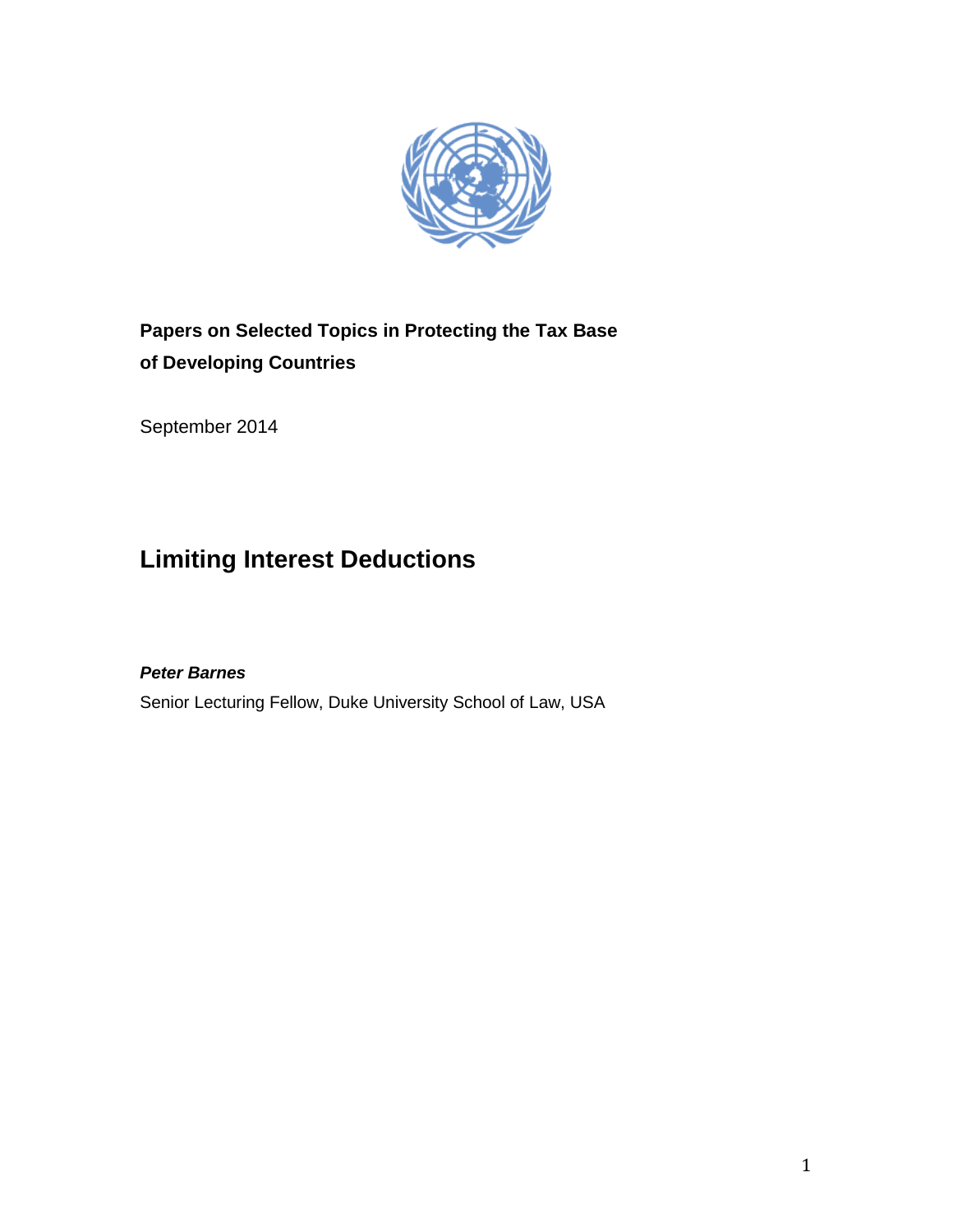**Papers on Selected Topics in Protecting the Tax Base of Developing Countries**

September 2014

# Limiting Interest Deductions

***Peter Barnes***

Senior Lecturing Fellow, Duke University School of Law, USA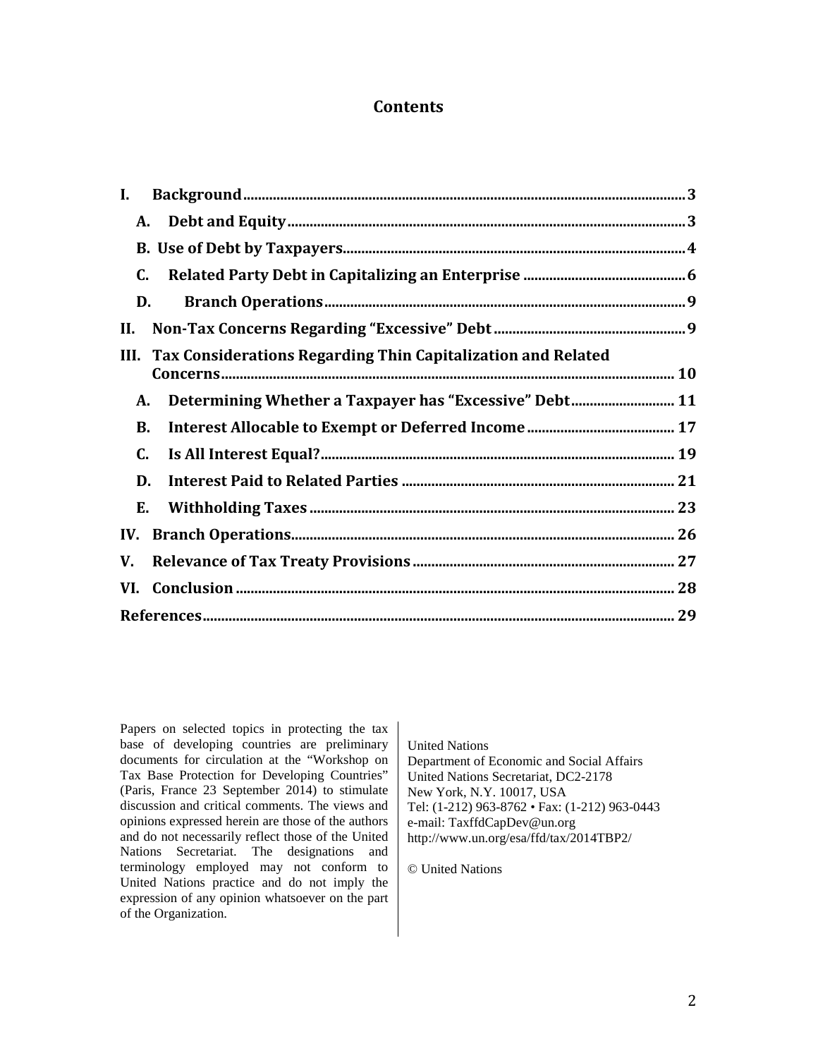# Contents

- **I. Background** ... 3
  - **A. Debt and Equity** ... 3
  - **B. Use of Debt by Taxpayers** ... 4
  - **C. Related Party Debt in Capitalizing an Enterprise** ... 6
  - **D. Branch Operations** ... 9
- **II. Non-Tax Concerns Regarding "Excessive" Debt** ... 9
- **III. Tax Considerations Regarding Thin Capitalization and Related Concerns** ... 10
  - **A. Determining Whether a Taxpayer has "Excessive" Debt** ... 11
  - **B. Interest Allocable to Exempt or Deferred Income** ... 17
  - **C. Is All Interest Equal?** ... 19
  - **D. Interest Paid to Related Parties** ... 21
  - **E. Withholding Taxes** ... 23
- **IV. Branch Operations** ... 26
- **V. Relevance of Tax Treaty Provisions** ... 27
- **VI. Conclusion** ... 28
- **References** ... 29

Papers on selected topics in protecting the tax base of developing countries are preliminary documents for circulation at the "Workshop on Tax Base Protection for Developing Countries" (Paris, France 23 September 2014) to stimulate discussion and critical comments. The views and opinions expressed herein are those of the authors and do not necessarily reflect those of the United Nations Secretariat. The designations and terminology employed may not conform to United Nations practice and do not imply the expression of any opinion whatsoever on the part of the Organization.

United Nations
Department of Economic and Social Affairs
United Nations Secretariat, DC2-2178
New York, N.Y. 10017, USA
Tel: (1-212) 963-8762 • Fax: (1-212) 963-0443
e-mail: TaxffdCapDev@un.org
http://www.un.org/esa/ffd/tax/2014TBP2/

© United Nations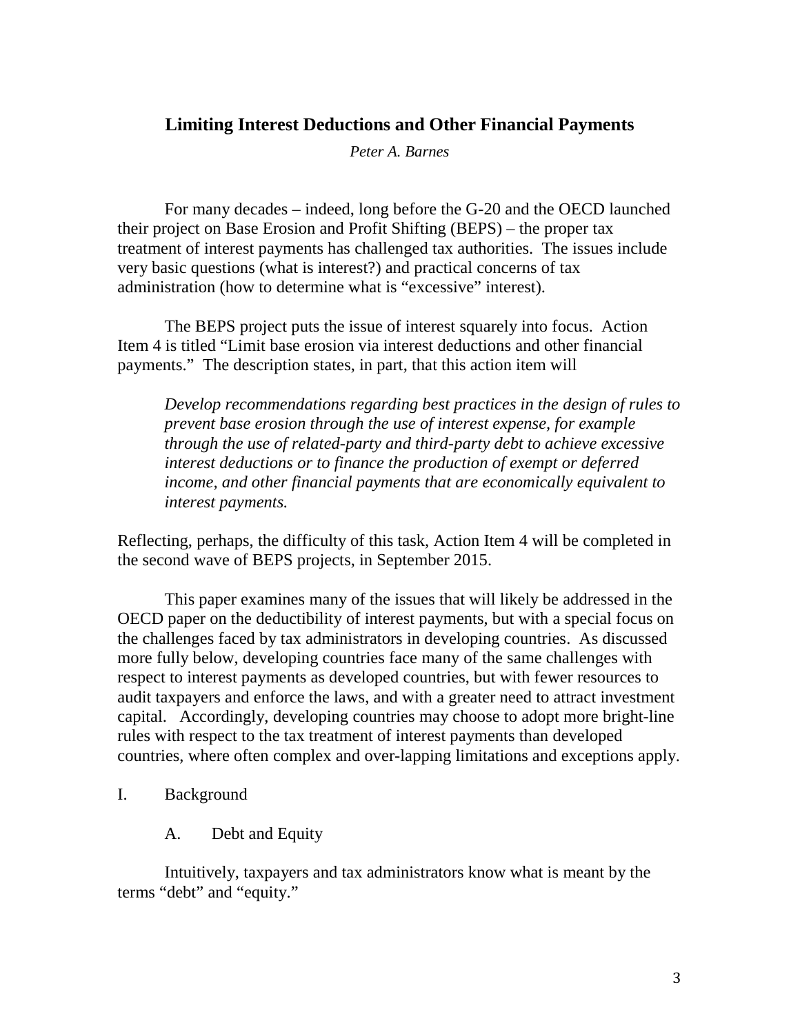## Limiting Interest Deductions and Other Financial Payments

*Peter A. Barnes*

For many decades – indeed, long before the G-20 and the OECD launched their project on Base Erosion and Profit Shifting (BEPS) – the proper tax treatment of interest payments has challenged tax authorities. The issues include very basic questions (what is interest?) and practical concerns of tax administration (how to determine what is "excessive" interest).

The BEPS project puts the issue of interest squarely into focus. Action Item 4 is titled "Limit base erosion via interest deductions and other financial payments." The description states, in part, that this action item will

> *Develop recommendations regarding best practices in the design of rules to prevent base erosion through the use of interest expense, for example through the use of related-party and third-party debt to achieve excessive interest deductions or to finance the production of exempt or deferred income, and other financial payments that are economically equivalent to interest payments.*

Reflecting, perhaps, the difficulty of this task, Action Item 4 will be completed in the second wave of BEPS projects, in September 2015.

This paper examines many of the issues that will likely be addressed in the OECD paper on the deductibility of interest payments, but with a special focus on the challenges faced by tax administrators in developing countries. As discussed more fully below, developing countries face many of the same challenges with respect to interest payments as developed countries, but with fewer resources to audit taxpayers and enforce the laws, and with a greater need to attract investment capital. Accordingly, developing countries may choose to adopt more bright-line rules with respect to the tax treatment of interest payments than developed countries, where often complex and over-lapping limitations and exceptions apply.

### I. Background

#### A. Debt and Equity

Intuitively, taxpayers and tax administrators know what is meant by the terms "debt" and "equity."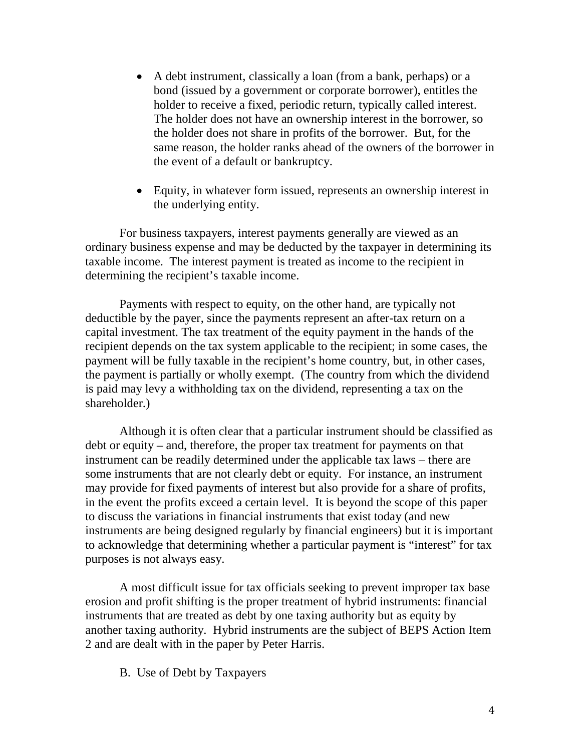- A debt instrument, classically a loan (from a bank, perhaps) or a bond (issued by a government or corporate borrower), entitles the holder to receive a fixed, periodic return, typically called interest. The holder does not have an ownership interest in the borrower, so the holder does not share in profits of the borrower. But, for the same reason, the holder ranks ahead of the owners of the borrower in the event of a default or bankruptcy.

- Equity, in whatever form issued, represents an ownership interest in the underlying entity.

For business taxpayers, interest payments generally are viewed as an ordinary business expense and may be deducted by the taxpayer in determining its taxable income. The interest payment is treated as income to the recipient in determining the recipient's taxable income.

Payments with respect to equity, on the other hand, are typically not deductible by the payer, since the payments represent an after-tax return on a capital investment. The tax treatment of the equity payment in the hands of the recipient depends on the tax system applicable to the recipient; in some cases, the payment will be fully taxable in the recipient's home country, but, in other cases, the payment is partially or wholly exempt. (The country from which the dividend is paid may levy a withholding tax on the dividend, representing a tax on the shareholder.)

Although it is often clear that a particular instrument should be classified as debt or equity – and, therefore, the proper tax treatment for payments on that instrument can be readily determined under the applicable tax laws – there are some instruments that are not clearly debt or equity. For instance, an instrument may provide for fixed payments of interest but also provide for a share of profits, in the event the profits exceed a certain level. It is beyond the scope of this paper to discuss the variations in financial instruments that exist today (and new instruments are being designed regularly by financial engineers) but it is important to acknowledge that determining whether a particular payment is "interest" for tax purposes is not always easy.

A most difficult issue for tax officials seeking to prevent improper tax base erosion and profit shifting is the proper treatment of hybrid instruments: financial instruments that are treated as debt by one taxing authority but as equity by another taxing authority. Hybrid instruments are the subject of BEPS Action Item 2 and are dealt with in the paper by Peter Harris.

### B. Use of Debt by Taxpayers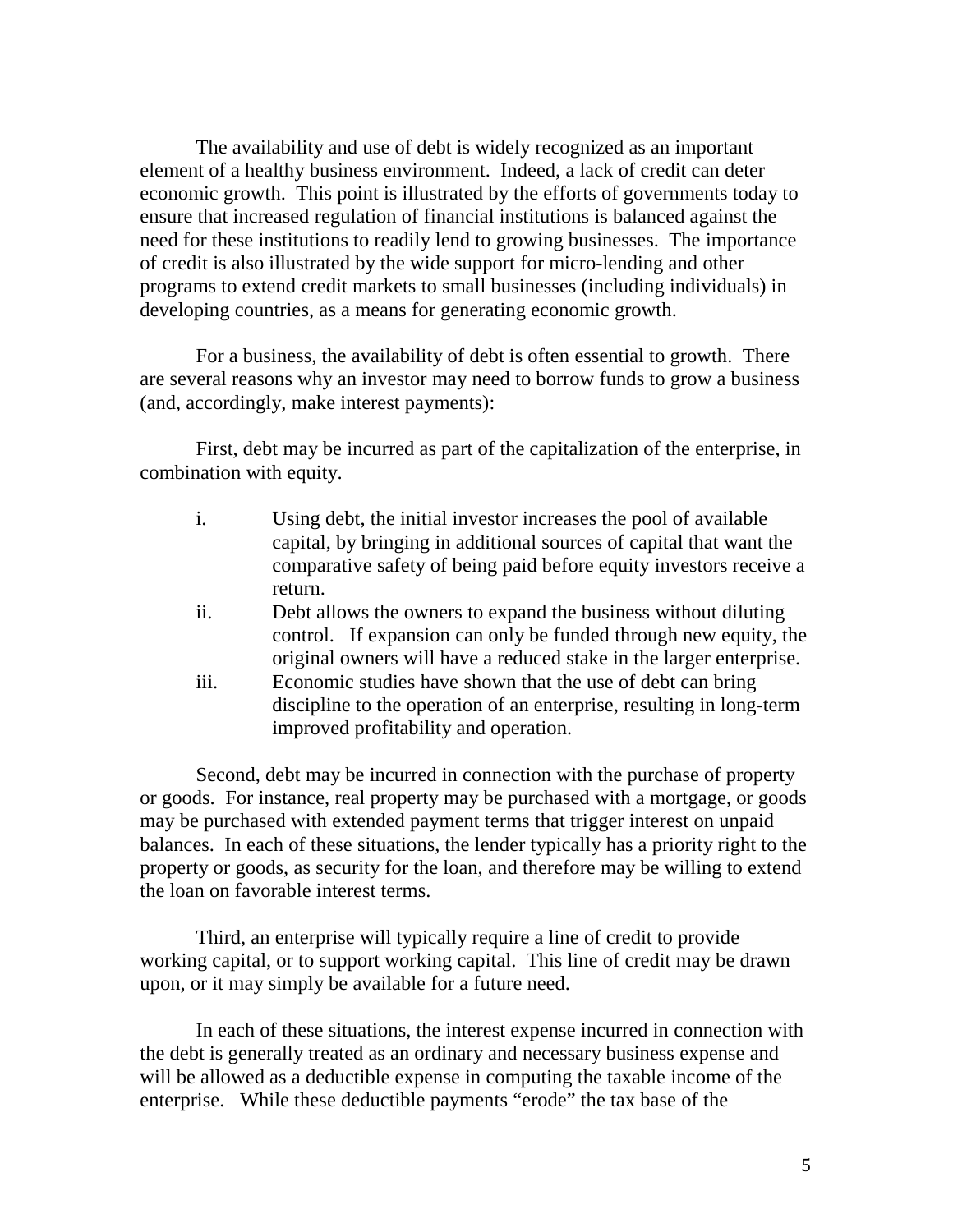The availability and use of debt is widely recognized as an important element of a healthy business environment. Indeed, a lack of credit can deter economic growth. This point is illustrated by the efforts of governments today to ensure that increased regulation of financial institutions is balanced against the need for these institutions to readily lend to growing businesses. The importance of credit is also illustrated by the wide support for micro-lending and other programs to extend credit markets to small businesses (including individuals) in developing countries, as a means for generating economic growth.

For a business, the availability of debt is often essential to growth. There are several reasons why an investor may need to borrow funds to grow a business (and, accordingly, make interest payments):

First, debt may be incurred as part of the capitalization of the enterprise, in combination with equity.

- i. Using debt, the initial investor increases the pool of available capital, by bringing in additional sources of capital that want the comparative safety of being paid before equity investors receive a return.
- ii. Debt allows the owners to expand the business without diluting control. If expansion can only be funded through new equity, the original owners will have a reduced stake in the larger enterprise.
- iii. Economic studies have shown that the use of debt can bring discipline to the operation of an enterprise, resulting in long-term improved profitability and operation.

Second, debt may be incurred in connection with the purchase of property or goods. For instance, real property may be purchased with a mortgage, or goods may be purchased with extended payment terms that trigger interest on unpaid balances. In each of these situations, the lender typically has a priority right to the property or goods, as security for the loan, and therefore may be willing to extend the loan on favorable interest terms.

Third, an enterprise will typically require a line of credit to provide working capital, or to support working capital. This line of credit may be drawn upon, or it may simply be available for a future need.

In each of these situations, the interest expense incurred in connection with the debt is generally treated as an ordinary and necessary business expense and will be allowed as a deductible expense in computing the taxable income of the enterprise. While these deductible payments "erode" the tax base of the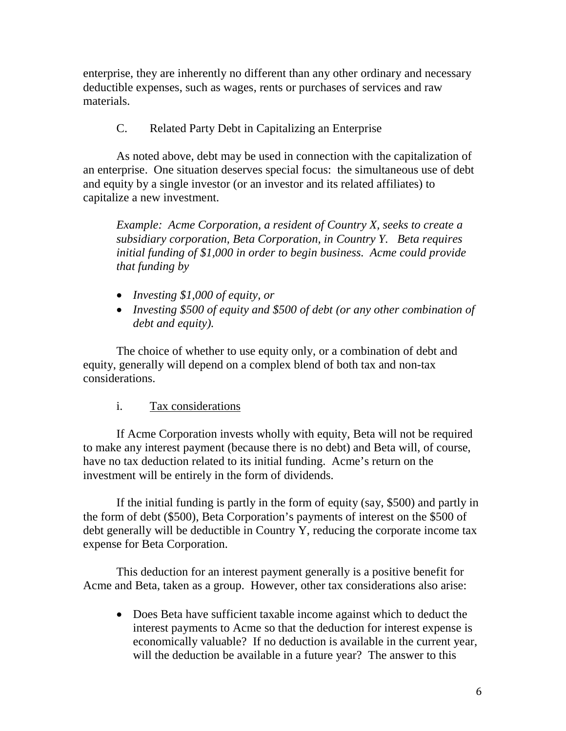enterprise, they are inherently no different than any other ordinary and necessary deductible expenses, such as wages, rents or purchases of services and raw materials.

### C. Related Party Debt in Capitalizing an Enterprise

As noted above, debt may be used in connection with the capitalization of an enterprise. One situation deserves special focus: the simultaneous use of debt and equity by a single investor (or an investor and its related affiliates) to capitalize a new investment.

> *Example: Acme Corporation, a resident of Country X, seeks to create a subsidiary corporation, Beta Corporation, in Country Y. Beta requires initial funding of $1,000 in order to begin business. Acme could provide that funding by*
>
> - *Investing $1,000 of equity, or*
> - *Investing $500 of equity and $500 of debt (or any other combination of debt and equity).*

The choice of whether to use equity only, or a combination of debt and equity, generally will depend on a complex blend of both tax and non-tax considerations.

#### i. Tax considerations

If Acme Corporation invests wholly with equity, Beta will not be required to make any interest payment (because there is no debt) and Beta will, of course, have no tax deduction related to its initial funding. Acme's return on the investment will be entirely in the form of dividends.

If the initial funding is partly in the form of equity (say, $500) and partly in the form of debt ($500), Beta Corporation's payments of interest on the $500 of debt generally will be deductible in Country Y, reducing the corporate income tax expense for Beta Corporation.

This deduction for an interest payment generally is a positive benefit for Acme and Beta, taken as a group. However, other tax considerations also arise:

- Does Beta have sufficient taxable income against which to deduct the interest payments to Acme so that the deduction for interest expense is economically valuable? If no deduction is available in the current year, will the deduction be available in a future year? The answer to this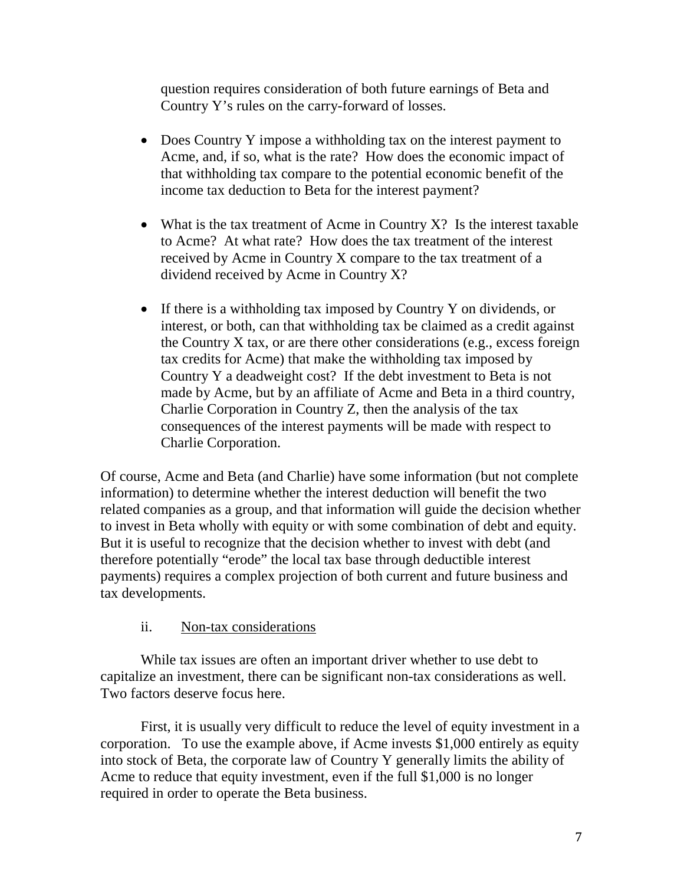question requires consideration of both future earnings of Beta and Country Y's rules on the carry-forward of losses.

- Does Country Y impose a withholding tax on the interest payment to Acme, and, if so, what is the rate? How does the economic impact of that withholding tax compare to the potential economic benefit of the income tax deduction to Beta for the interest payment?

- What is the tax treatment of Acme in Country X? Is the interest taxable to Acme? At what rate? How does the tax treatment of the interest received by Acme in Country X compare to the tax treatment of a dividend received by Acme in Country X?

- If there is a withholding tax imposed by Country Y on dividends, or interest, or both, can that withholding tax be claimed as a credit against the Country X tax, or are there other considerations (e.g., excess foreign tax credits for Acme) that make the withholding tax imposed by Country Y a deadweight cost? If the debt investment to Beta is not made by Acme, but by an affiliate of Acme and Beta in a third country, Charlie Corporation in Country Z, then the analysis of the tax consequences of the interest payments will be made with respect to Charlie Corporation.

Of course, Acme and Beta (and Charlie) have some information (but not complete information) to determine whether the interest deduction will benefit the two related companies as a group, and that information will guide the decision whether to invest in Beta wholly with equity or with some combination of debt and equity. But it is useful to recognize that the decision whether to invest with debt (and therefore potentially "erode" the local tax base through deductible interest payments) requires a complex projection of both current and future business and tax developments.

ii. Non-tax considerations

While tax issues are often an important driver whether to use debt to capitalize an investment, there can be significant non-tax considerations as well. Two factors deserve focus here.

First, it is usually very difficult to reduce the level of equity investment in a corporation. To use the example above, if Acme invests $1,000 entirely as equity into stock of Beta, the corporate law of Country Y generally limits the ability of Acme to reduce that equity investment, even if the full $1,000 is no longer required in order to operate the Beta business.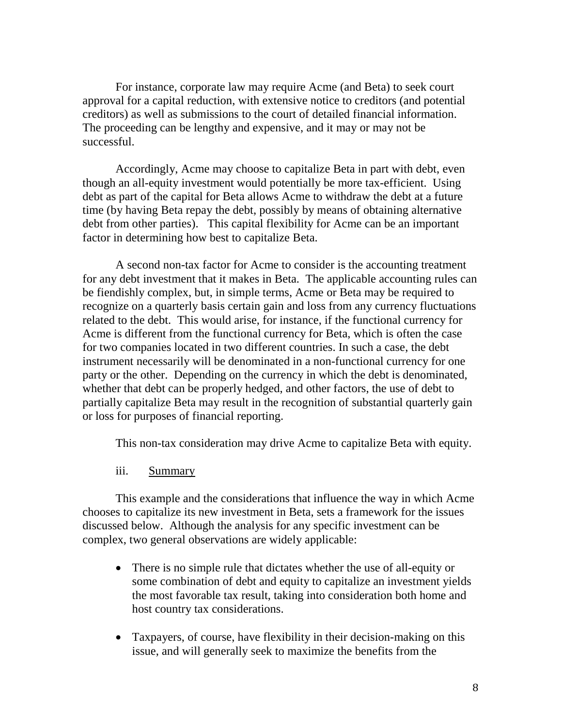For instance, corporate law may require Acme (and Beta) to seek court approval for a capital reduction, with extensive notice to creditors (and potential creditors) as well as submissions to the court of detailed financial information. The proceeding can be lengthy and expensive, and it may or may not be successful.

Accordingly, Acme may choose to capitalize Beta in part with debt, even though an all-equity investment would potentially be more tax-efficient. Using debt as part of the capital for Beta allows Acme to withdraw the debt at a future time (by having Beta repay the debt, possibly by means of obtaining alternative debt from other parties). This capital flexibility for Acme can be an important factor in determining how best to capitalize Beta.

A second non-tax factor for Acme to consider is the accounting treatment for any debt investment that it makes in Beta. The applicable accounting rules can be fiendishly complex, but, in simple terms, Acme or Beta may be required to recognize on a quarterly basis certain gain and loss from any currency fluctuations related to the debt. This would arise, for instance, if the functional currency for Acme is different from the functional currency for Beta, which is often the case for two companies located in two different countries. In such a case, the debt instrument necessarily will be denominated in a non-functional currency for one party or the other. Depending on the currency in which the debt is denominated, whether that debt can be properly hedged, and other factors, the use of debt to partially capitalize Beta may result in the recognition of substantial quarterly gain or loss for purposes of financial reporting.

This non-tax consideration may drive Acme to capitalize Beta with equity.

iii. Summary

This example and the considerations that influence the way in which Acme chooses to capitalize its new investment in Beta, sets a framework for the issues discussed below. Although the analysis for any specific investment can be complex, two general observations are widely applicable:

- There is no simple rule that dictates whether the use of all-equity or some combination of debt and equity to capitalize an investment yields the most favorable tax result, taking into consideration both home and host country tax considerations.

- Taxpayers, of course, have flexibility in their decision-making on this issue, and will generally seek to maximize the benefits from the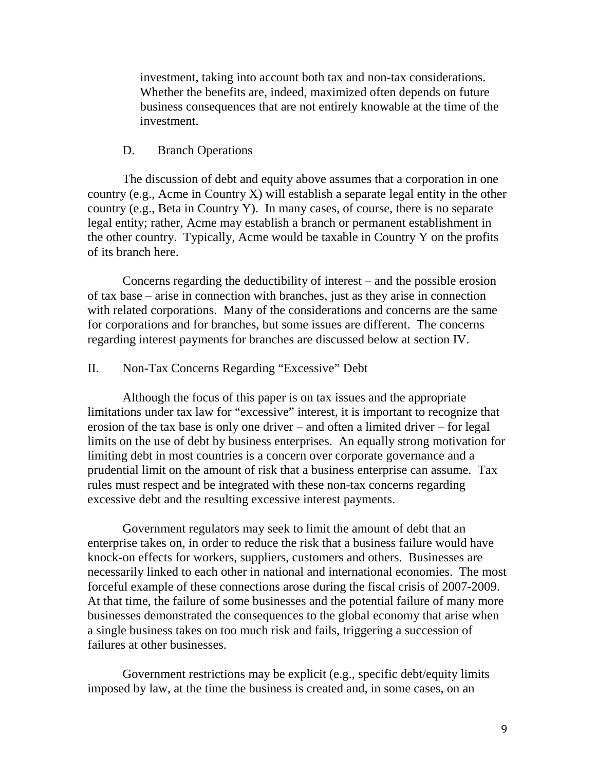investment, taking into account both tax and non-tax considerations. Whether the benefits are, indeed, maximized often depends on future business consequences that are not entirely knowable at the time of the investment.

### D. Branch Operations

The discussion of debt and equity above assumes that a corporation in one country (e.g., Acme in Country X) will establish a separate legal entity in the other country (e.g., Beta in Country Y). In many cases, of course, there is no separate legal entity; rather, Acme may establish a branch or permanent establishment in the other country. Typically, Acme would be taxable in Country Y on the profits of its branch here.

Concerns regarding the deductibility of interest – and the possible erosion of tax base – arise in connection with branches, just as they arise in connection with related corporations. Many of the considerations and concerns are the same for corporations and for branches, but some issues are different. The concerns regarding interest payments for branches are discussed below at section IV.

## II. Non-Tax Concerns Regarding "Excessive" Debt

Although the focus of this paper is on tax issues and the appropriate limitations under tax law for "excessive" interest, it is important to recognize that erosion of the tax base is only one driver – and often a limited driver – for legal limits on the use of debt by business enterprises. An equally strong motivation for limiting debt in most countries is a concern over corporate governance and a prudential limit on the amount of risk that a business enterprise can assume. Tax rules must respect and be integrated with these non-tax concerns regarding excessive debt and the resulting excessive interest payments.

Government regulators may seek to limit the amount of debt that an enterprise takes on, in order to reduce the risk that a business failure would have knock-on effects for workers, suppliers, customers and others. Businesses are necessarily linked to each other in national and international economies. The most forceful example of these connections arose during the fiscal crisis of 2007-2009. At that time, the failure of some businesses and the potential failure of many more businesses demonstrated the consequences to the global economy that arise when a single business takes on too much risk and fails, triggering a succession of failures at other businesses.

Government restrictions may be explicit (e.g., specific debt/equity limits imposed by law, at the time the business is created and, in some cases, on an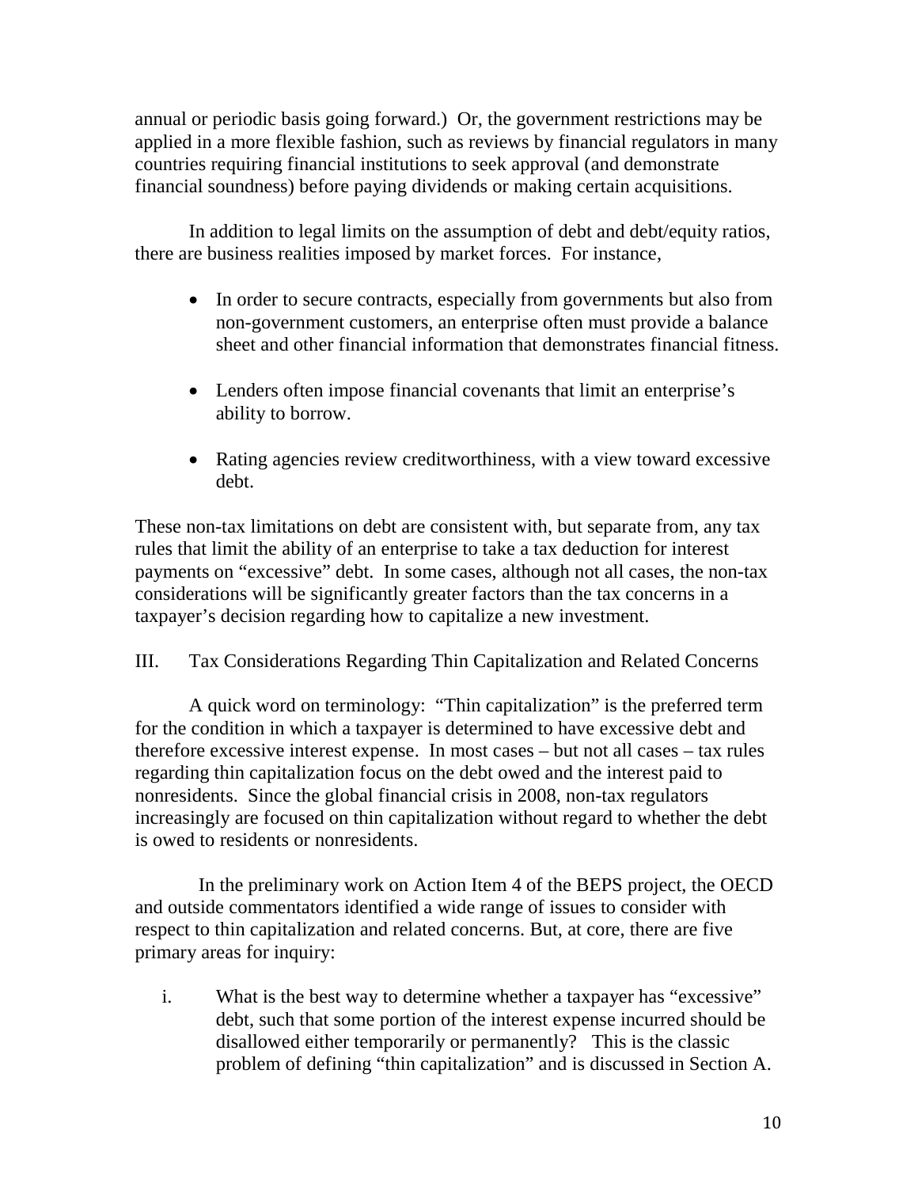annual or periodic basis going forward.) Or, the government restrictions may be applied in a more flexible fashion, such as reviews by financial regulators in many countries requiring financial institutions to seek approval (and demonstrate financial soundness) before paying dividends or making certain acquisitions.

In addition to legal limits on the assumption of debt and debt/equity ratios, there are business realities imposed by market forces. For instance,

- In order to secure contracts, especially from governments but also from non-government customers, an enterprise often must provide a balance sheet and other financial information that demonstrates financial fitness.
- Lenders often impose financial covenants that limit an enterprise's ability to borrow.
- Rating agencies review creditworthiness, with a view toward excessive debt.

These non-tax limitations on debt are consistent with, but separate from, any tax rules that limit the ability of an enterprise to take a tax deduction for interest payments on "excessive" debt. In some cases, although not all cases, the non-tax considerations will be significantly greater factors than the tax concerns in a taxpayer's decision regarding how to capitalize a new investment.

## III. Tax Considerations Regarding Thin Capitalization and Related Concerns

A quick word on terminology: "Thin capitalization" is the preferred term for the condition in which a taxpayer is determined to have excessive debt and therefore excessive interest expense. In most cases – but not all cases – tax rules regarding thin capitalization focus on the debt owed and the interest paid to nonresidents. Since the global financial crisis in 2008, non-tax regulators increasingly are focused on thin capitalization without regard to whether the debt is owed to residents or nonresidents.

In the preliminary work on Action Item 4 of the BEPS project, the OECD and outside commentators identified a wide range of issues to consider with respect to thin capitalization and related concerns. But, at core, there are five primary areas for inquiry:

i. What is the best way to determine whether a taxpayer has "excessive" debt, such that some portion of the interest expense incurred should be disallowed either temporarily or permanently? This is the classic problem of defining "thin capitalization" and is discussed in Section A.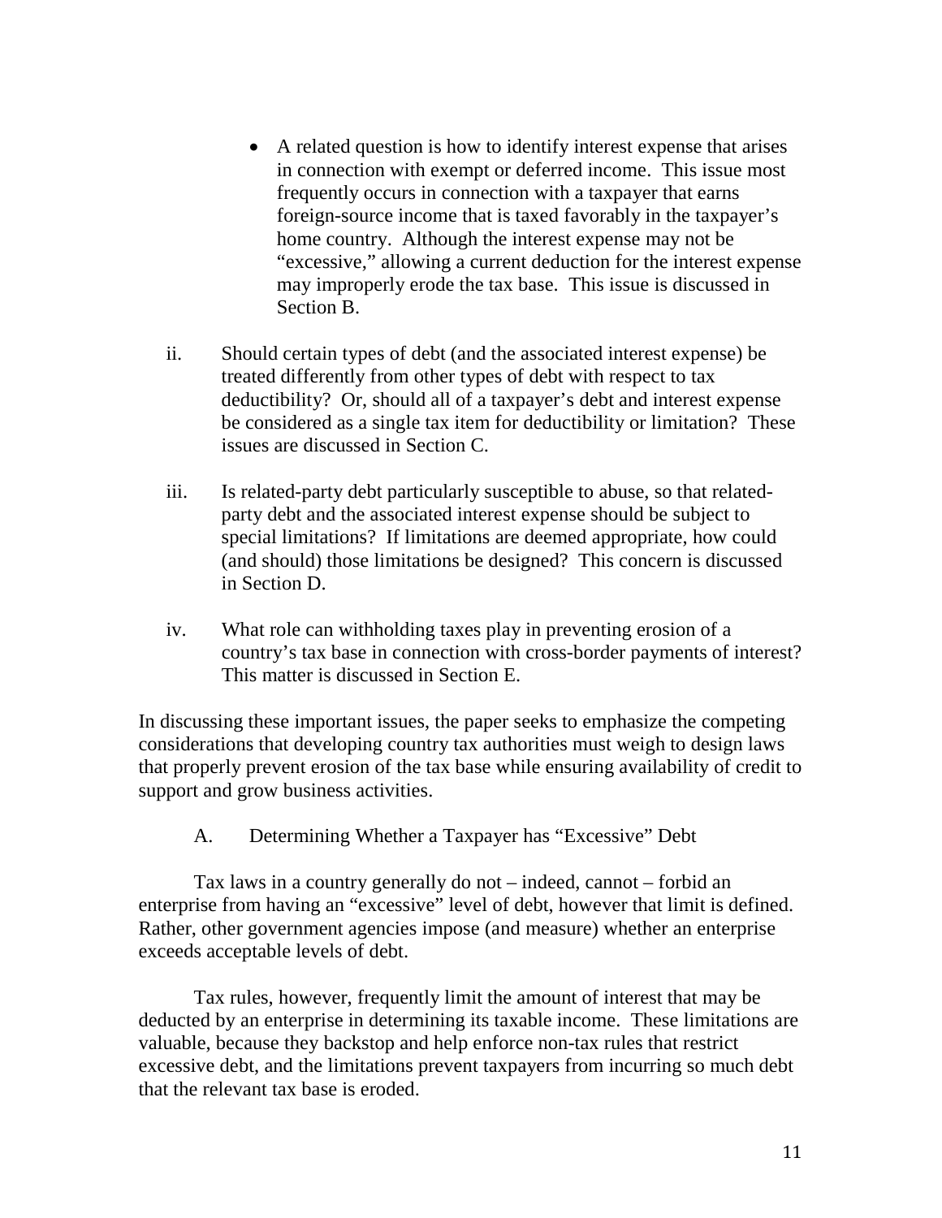- A related question is how to identify interest expense that arises in connection with exempt or deferred income. This issue most frequently occurs in connection with a taxpayer that earns foreign-source income that is taxed favorably in the taxpayer's home country. Although the interest expense may not be "excessive," allowing a current deduction for the interest expense may improperly erode the tax base. This issue is discussed in Section B.

ii. Should certain types of debt (and the associated interest expense) be treated differently from other types of debt with respect to tax deductibility? Or, should all of a taxpayer's debt and interest expense be considered as a single tax item for deductibility or limitation? These issues are discussed in Section C.

iii. Is related-party debt particularly susceptible to abuse, so that related-party debt and the associated interest expense should be subject to special limitations? If limitations are deemed appropriate, how could (and should) those limitations be designed? This concern is discussed in Section D.

iv. What role can withholding taxes play in preventing erosion of a country's tax base in connection with cross-border payments of interest? This matter is discussed in Section E.

In discussing these important issues, the paper seeks to emphasize the competing considerations that developing country tax authorities must weigh to design laws that properly prevent erosion of the tax base while ensuring availability of credit to support and grow business activities.

## A. Determining Whether a Taxpayer has "Excessive" Debt

Tax laws in a country generally do not – indeed, cannot – forbid an enterprise from having an "excessive" level of debt, however that limit is defined. Rather, other government agencies impose (and measure) whether an enterprise exceeds acceptable levels of debt.

Tax rules, however, frequently limit the amount of interest that may be deducted by an enterprise in determining its taxable income. These limitations are valuable, because they backstop and help enforce non-tax rules that restrict excessive debt, and the limitations prevent taxpayers from incurring so much debt that the relevant tax base is eroded.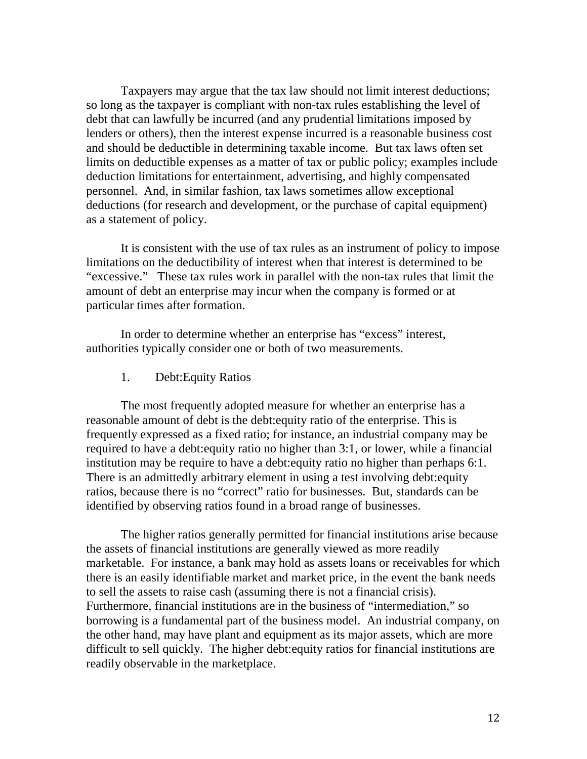Taxpayers may argue that the tax law should not limit interest deductions; so long as the taxpayer is compliant with non-tax rules establishing the level of debt that can lawfully be incurred (and any prudential limitations imposed by lenders or others), then the interest expense incurred is a reasonable business cost and should be deductible in determining taxable income. But tax laws often set limits on deductible expenses as a matter of tax or public policy; examples include deduction limitations for entertainment, advertising, and highly compensated personnel. And, in similar fashion, tax laws sometimes allow exceptional deductions (for research and development, or the purchase of capital equipment) as a statement of policy.

It is consistent with the use of tax rules as an instrument of policy to impose limitations on the deductibility of interest when that interest is determined to be "excessive." These tax rules work in parallel with the non-tax rules that limit the amount of debt an enterprise may incur when the company is formed or at particular times after formation.

In order to determine whether an enterprise has "excess" interest, authorities typically consider one or both of two measurements.

1. Debt:Equity Ratios

The most frequently adopted measure for whether an enterprise has a reasonable amount of debt is the debt:equity ratio of the enterprise. This is frequently expressed as a fixed ratio; for instance, an industrial company may be required to have a debt:equity ratio no higher than 3:1, or lower, while a financial institution may be require to have a debt:equity ratio no higher than perhaps 6:1. There is an admittedly arbitrary element in using a test involving debt:equity ratios, because there is no "correct" ratio for businesses. But, standards can be identified by observing ratios found in a broad range of businesses.

The higher ratios generally permitted for financial institutions arise because the assets of financial institutions are generally viewed as more readily marketable. For instance, a bank may hold as assets loans or receivables for which there is an easily identifiable market and market price, in the event the bank needs to sell the assets to raise cash (assuming there is not a financial crisis). Furthermore, financial institutions are in the business of "intermediation," so borrowing is a fundamental part of the business model. An industrial company, on the other hand, may have plant and equipment as its major assets, which are more difficult to sell quickly. The higher debt:equity ratios for financial institutions are readily observable in the marketplace.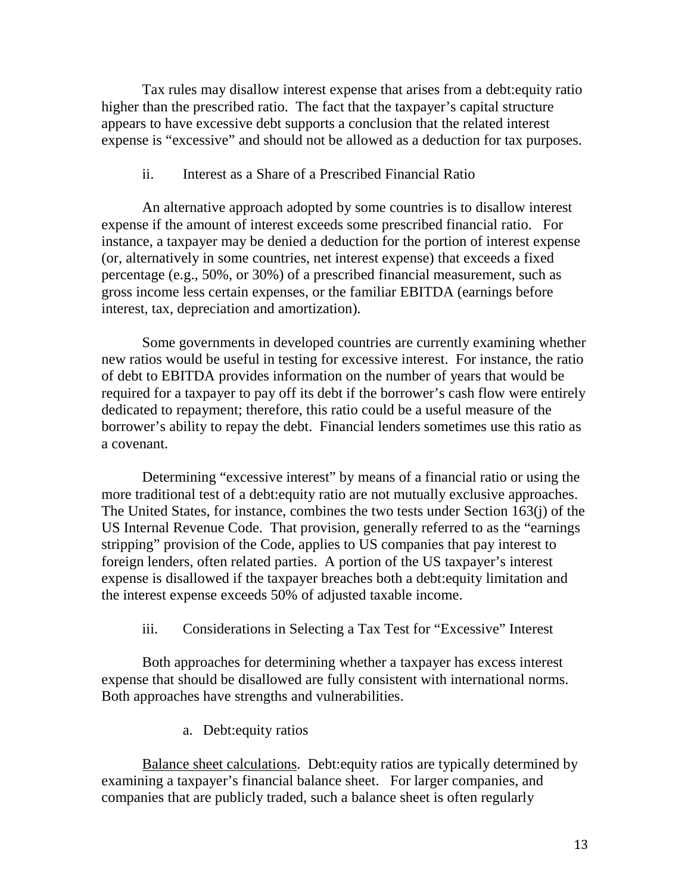Tax rules may disallow interest expense that arises from a debt:equity ratio higher than the prescribed ratio. The fact that the taxpayer's capital structure appears to have excessive debt supports a conclusion that the related interest expense is "excessive" and should not be allowed as a deduction for tax purposes.

#### ii. Interest as a Share of a Prescribed Financial Ratio

An alternative approach adopted by some countries is to disallow interest expense if the amount of interest exceeds some prescribed financial ratio. For instance, a taxpayer may be denied a deduction for the portion of interest expense (or, alternatively in some countries, net interest expense) that exceeds a fixed percentage (e.g., 50%, or 30%) of a prescribed financial measurement, such as gross income less certain expenses, or the familiar EBITDA (earnings before interest, tax, depreciation and amortization).

Some governments in developed countries are currently examining whether new ratios would be useful in testing for excessive interest. For instance, the ratio of debt to EBITDA provides information on the number of years that would be required for a taxpayer to pay off its debt if the borrower's cash flow were entirely dedicated to repayment; therefore, this ratio could be a useful measure of the borrower's ability to repay the debt. Financial lenders sometimes use this ratio as a covenant.

Determining "excessive interest" by means of a financial ratio or using the more traditional test of a debt:equity ratio are not mutually exclusive approaches. The United States, for instance, combines the two tests under Section 163(j) of the US Internal Revenue Code. That provision, generally referred to as the "earnings stripping" provision of the Code, applies to US companies that pay interest to foreign lenders, often related parties. A portion of the US taxpayer's interest expense is disallowed if the taxpayer breaches both a debt:equity limitation and the interest expense exceeds 50% of adjusted taxable income.

#### iii. Considerations in Selecting a Tax Test for "Excessive" Interest

Both approaches for determining whether a taxpayer has excess interest expense that should be disallowed are fully consistent with international norms. Both approaches have strengths and vulnerabilities.

##### a. Debt:equity ratios

Balance sheet calculations. Debt:equity ratios are typically determined by examining a taxpayer's financial balance sheet. For larger companies, and companies that are publicly traded, such a balance sheet is often regularly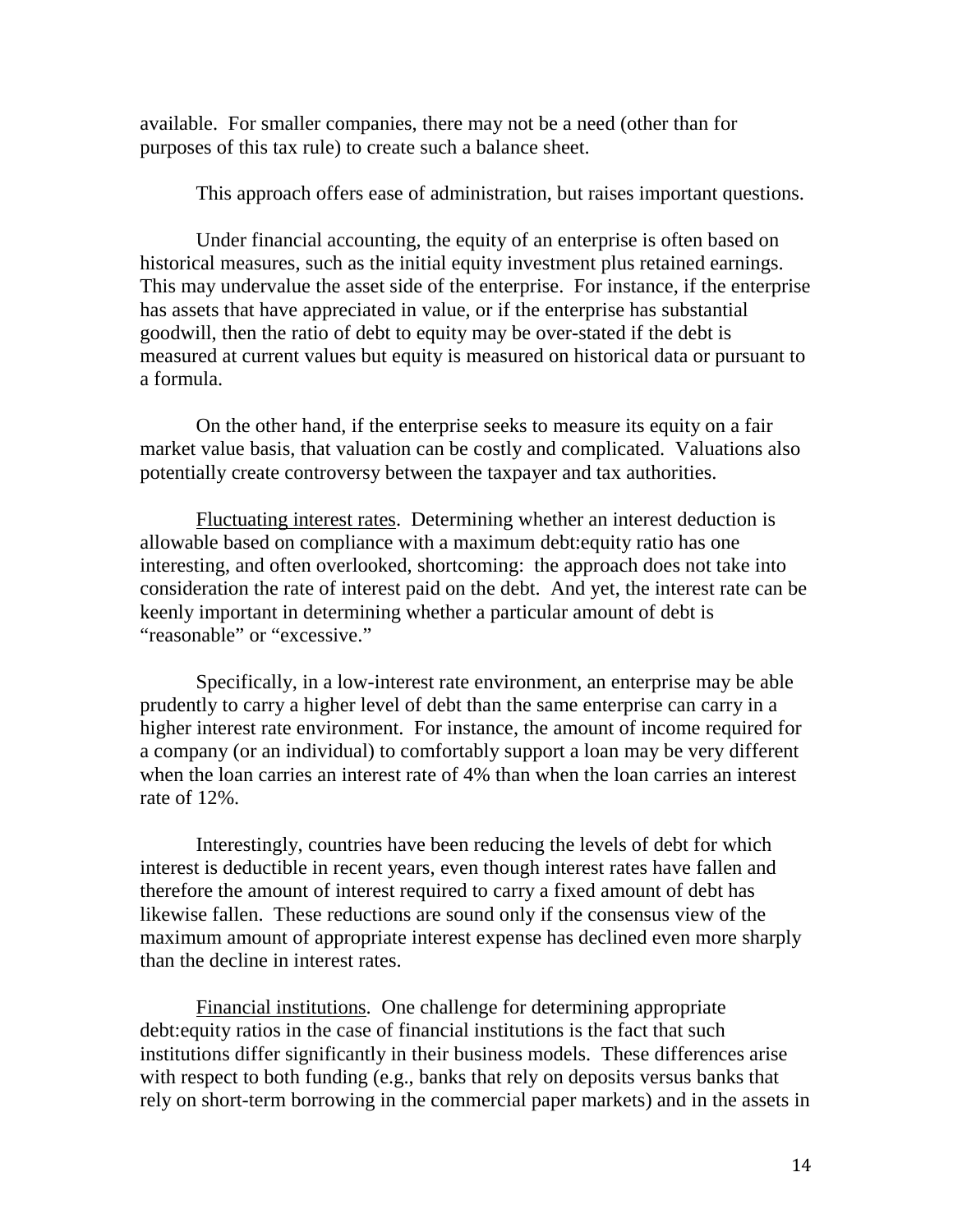available. For smaller companies, there may not be a need (other than for purposes of this tax rule) to create such a balance sheet.

This approach offers ease of administration, but raises important questions.

Under financial accounting, the equity of an enterprise is often based on historical measures, such as the initial equity investment plus retained earnings. This may undervalue the asset side of the enterprise. For instance, if the enterprise has assets that have appreciated in value, or if the enterprise has substantial goodwill, then the ratio of debt to equity may be over-stated if the debt is measured at current values but equity is measured on historical data or pursuant to a formula.

On the other hand, if the enterprise seeks to measure its equity on a fair market value basis, that valuation can be costly and complicated. Valuations also potentially create controversy between the taxpayer and tax authorities.

<u>Fluctuating interest rates</u>. Determining whether an interest deduction is allowable based on compliance with a maximum debt:equity ratio has one interesting, and often overlooked, shortcoming: the approach does not take into consideration the rate of interest paid on the debt. And yet, the interest rate can be keenly important in determining whether a particular amount of debt is "reasonable" or "excessive."

Specifically, in a low-interest rate environment, an enterprise may be able prudently to carry a higher level of debt than the same enterprise can carry in a higher interest rate environment. For instance, the amount of income required for a company (or an individual) to comfortably support a loan may be very different when the loan carries an interest rate of 4% than when the loan carries an interest rate of 12%.

Interestingly, countries have been reducing the levels of debt for which interest is deductible in recent years, even though interest rates have fallen and therefore the amount of interest required to carry a fixed amount of debt has likewise fallen. These reductions are sound only if the consensus view of the maximum amount of appropriate interest expense has declined even more sharply than the decline in interest rates.

<u>Financial institutions</u>. One challenge for determining appropriate debt:equity ratios in the case of financial institutions is the fact that such institutions differ significantly in their business models. These differences arise with respect to both funding (e.g., banks that rely on deposits versus banks that rely on short-term borrowing in the commercial paper markets) and in the assets in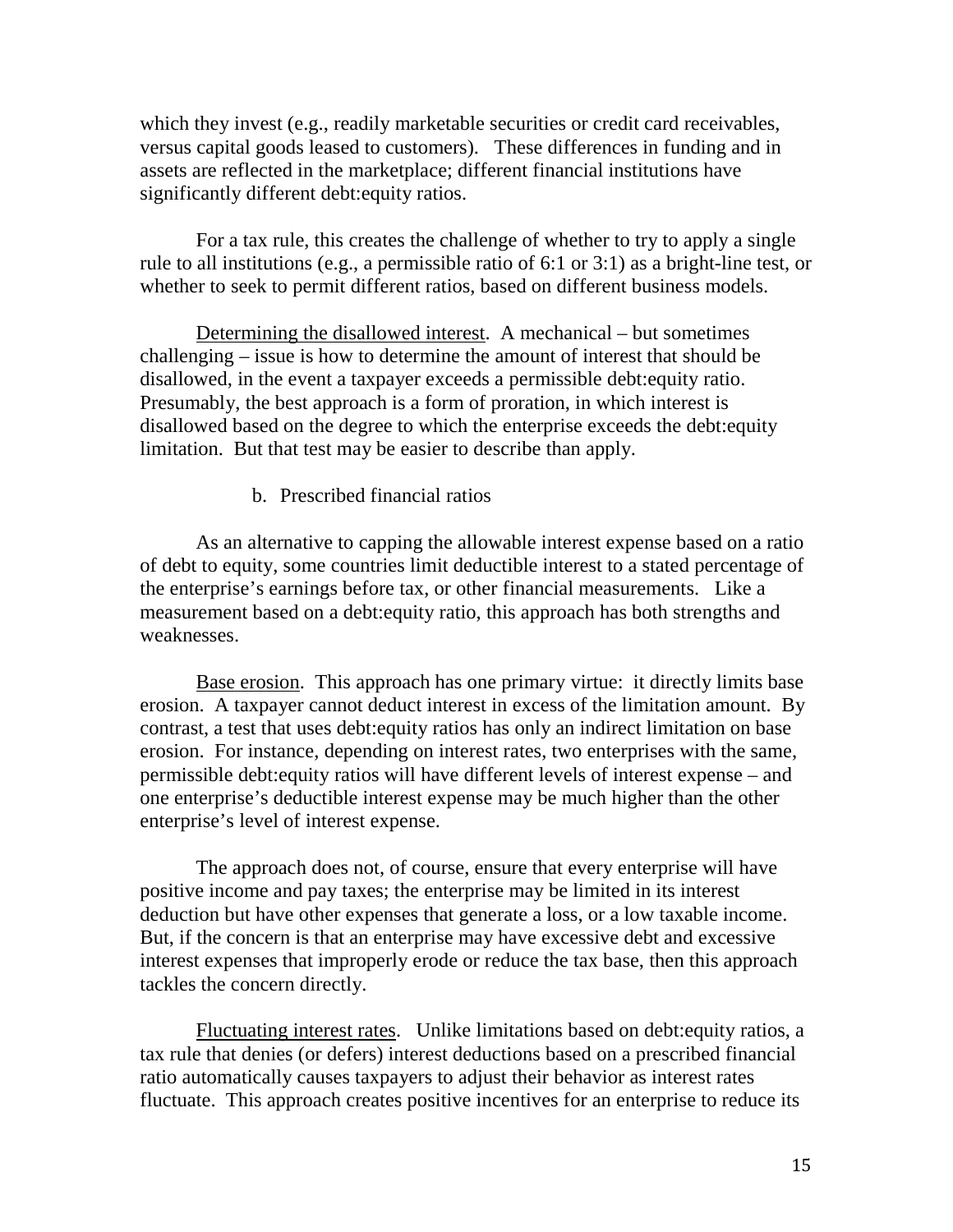which they invest (e.g., readily marketable securities or credit card receivables, versus capital goods leased to customers). These differences in funding and in assets are reflected in the marketplace; different financial institutions have significantly different debt:equity ratios.

For a tax rule, this creates the challenge of whether to try to apply a single rule to all institutions (e.g., a permissible ratio of 6:1 or 3:1) as a bright-line test, or whether to seek to permit different ratios, based on different business models.

<u>Determining the disallowed interest</u>. A mechanical – but sometimes challenging – issue is how to determine the amount of interest that should be disallowed, in the event a taxpayer exceeds a permissible debt:equity ratio. Presumably, the best approach is a form of proration, in which interest is disallowed based on the degree to which the enterprise exceeds the debt:equity limitation. But that test may be easier to describe than apply.

b. Prescribed financial ratios

As an alternative to capping the allowable interest expense based on a ratio of debt to equity, some countries limit deductible interest to a stated percentage of the enterprise's earnings before tax, or other financial measurements. Like a measurement based on a debt:equity ratio, this approach has both strengths and weaknesses.

<u>Base erosion</u>. This approach has one primary virtue: it directly limits base erosion. A taxpayer cannot deduct interest in excess of the limitation amount. By contrast, a test that uses debt:equity ratios has only an indirect limitation on base erosion. For instance, depending on interest rates, two enterprises with the same, permissible debt:equity ratios will have different levels of interest expense – and one enterprise's deductible interest expense may be much higher than the other enterprise's level of interest expense.

The approach does not, of course, ensure that every enterprise will have positive income and pay taxes; the enterprise may be limited in its interest deduction but have other expenses that generate a loss, or a low taxable income. But, if the concern is that an enterprise may have excessive debt and excessive interest expenses that improperly erode or reduce the tax base, then this approach tackles the concern directly.

<u>Fluctuating interest rates</u>. Unlike limitations based on debt:equity ratios, a tax rule that denies (or defers) interest deductions based on a prescribed financial ratio automatically causes taxpayers to adjust their behavior as interest rates fluctuate. This approach creates positive incentives for an enterprise to reduce its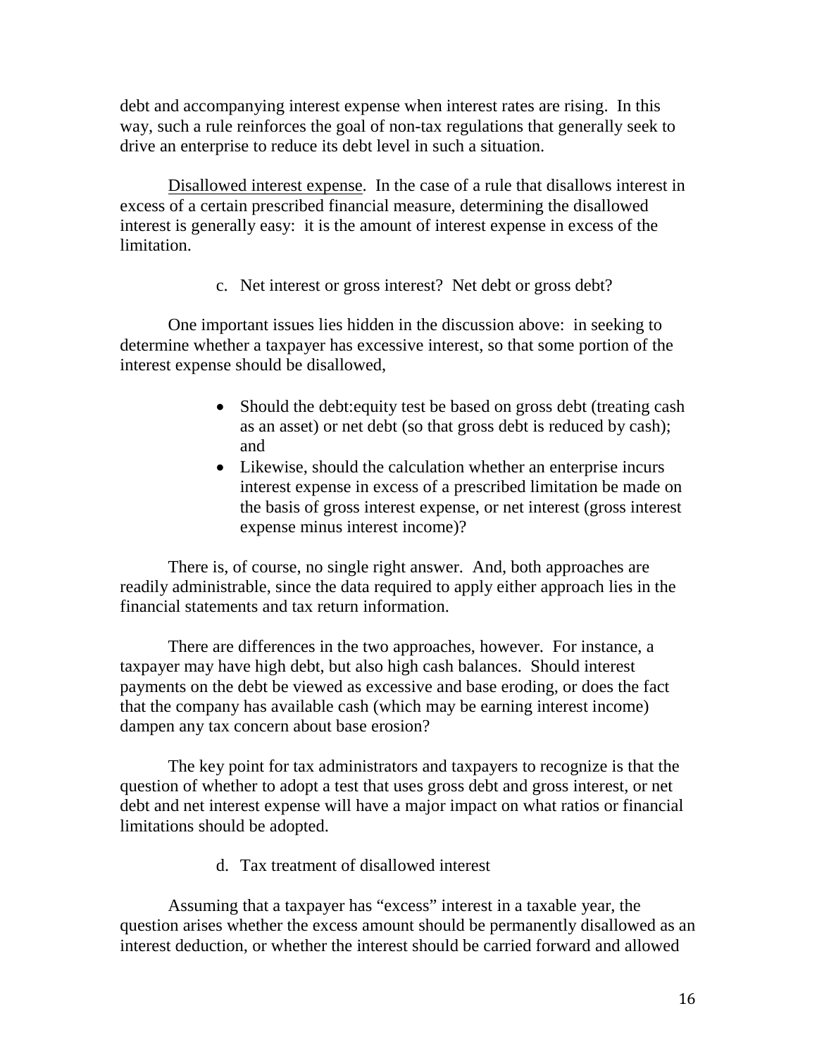debt and accompanying interest expense when interest rates are rising. In this way, such a rule reinforces the goal of non-tax regulations that generally seek to drive an enterprise to reduce its debt level in such a situation.

Disallowed interest expense. In the case of a rule that disallows interest in excess of a certain prescribed financial measure, determining the disallowed interest is generally easy: it is the amount of interest expense in excess of the limitation.

c. Net interest or gross interest? Net debt or gross debt?

One important issues lies hidden in the discussion above: in seeking to determine whether a taxpayer has excessive interest, so that some portion of the interest expense should be disallowed,

- Should the debt:equity test be based on gross debt (treating cash as an asset) or net debt (so that gross debt is reduced by cash); and
- Likewise, should the calculation whether an enterprise incurs interest expense in excess of a prescribed limitation be made on the basis of gross interest expense, or net interest (gross interest expense minus interest income)?

There is, of course, no single right answer. And, both approaches are readily administrable, since the data required to apply either approach lies in the financial statements and tax return information.

There are differences in the two approaches, however. For instance, a taxpayer may have high debt, but also high cash balances. Should interest payments on the debt be viewed as excessive and base eroding, or does the fact that the company has available cash (which may be earning interest income) dampen any tax concern about base erosion?

The key point for tax administrators and taxpayers to recognize is that the question of whether to adopt a test that uses gross debt and gross interest, or net debt and net interest expense will have a major impact on what ratios or financial limitations should be adopted.

d. Tax treatment of disallowed interest

Assuming that a taxpayer has "excess" interest in a taxable year, the question arises whether the excess amount should be permanently disallowed as an interest deduction, or whether the interest should be carried forward and allowed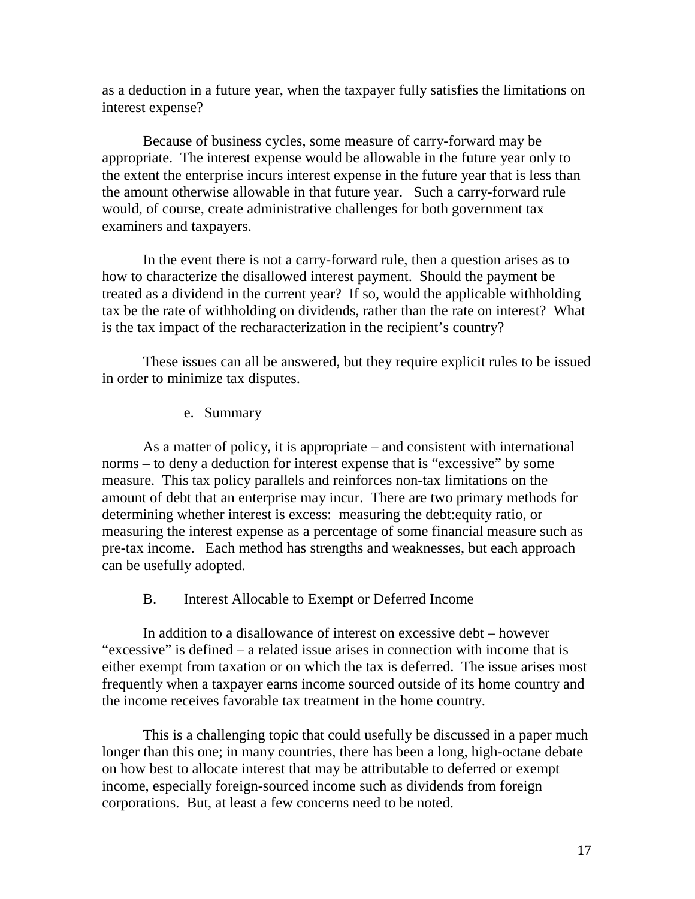as a deduction in a future year, when the taxpayer fully satisfies the limitations on interest expense?

Because of business cycles, some measure of carry-forward may be appropriate. The interest expense would be allowable in the future year only to the extent the enterprise incurs interest expense in the future year that is <u>less than</u> the amount otherwise allowable in that future year. Such a carry-forward rule would, of course, create administrative challenges for both government tax examiners and taxpayers.

In the event there is not a carry-forward rule, then a question arises as to how to characterize the disallowed interest payment. Should the payment be treated as a dividend in the current year? If so, would the applicable withholding tax be the rate of withholding on dividends, rather than the rate on interest? What is the tax impact of the recharacterization in the recipient's country?

These issues can all be answered, but they require explicit rules to be issued in order to minimize tax disputes.

#### e. Summary

As a matter of policy, it is appropriate – and consistent with international norms – to deny a deduction for interest expense that is "excessive" by some measure. This tax policy parallels and reinforces non-tax limitations on the amount of debt that an enterprise may incur. There are two primary methods for determining whether interest is excess: measuring the debt:equity ratio, or measuring the interest expense as a percentage of some financial measure such as pre-tax income. Each method has strengths and weaknesses, but each approach can be usefully adopted.

### B. Interest Allocable to Exempt or Deferred Income

In addition to a disallowance of interest on excessive debt – however "excessive" is defined – a related issue arises in connection with income that is either exempt from taxation or on which the tax is deferred. The issue arises most frequently when a taxpayer earns income sourced outside of its home country and the income receives favorable tax treatment in the home country.

This is a challenging topic that could usefully be discussed in a paper much longer than this one; in many countries, there has been a long, high-octane debate on how best to allocate interest that may be attributable to deferred or exempt income, especially foreign-sourced income such as dividends from foreign corporations. But, at least a few concerns need to be noted.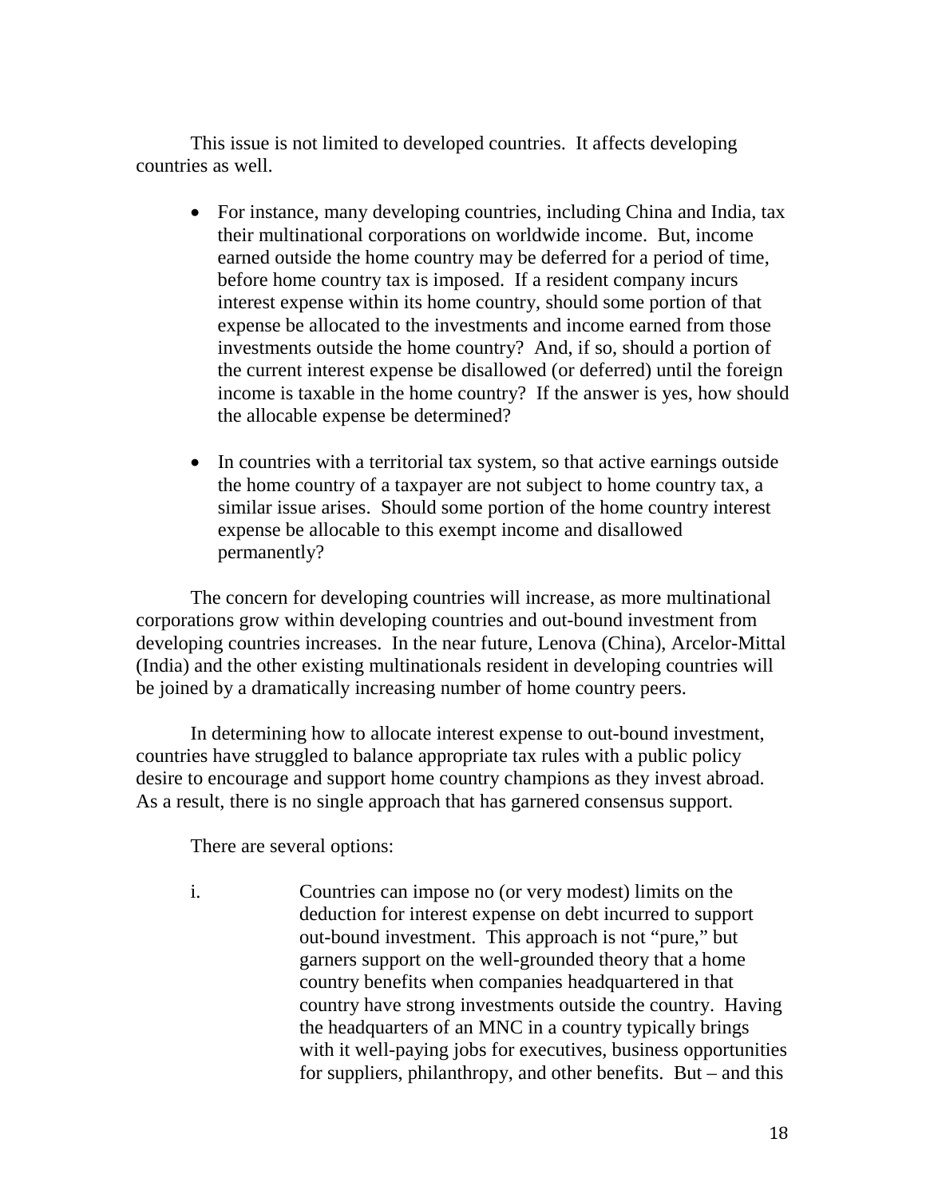This issue is not limited to developed countries. It affects developing countries as well.

- For instance, many developing countries, including China and India, tax their multinational corporations on worldwide income. But, income earned outside the home country may be deferred for a period of time, before home country tax is imposed. If a resident company incurs interest expense within its home country, should some portion of that expense be allocated to the investments and income earned from those investments outside the home country? And, if so, should a portion of the current interest expense be disallowed (or deferred) until the foreign income is taxable in the home country? If the answer is yes, how should the allocable expense be determined?

- In countries with a territorial tax system, so that active earnings outside the home country of a taxpayer are not subject to home country tax, a similar issue arises. Should some portion of the home country interest expense be allocable to this exempt income and disallowed permanently?

The concern for developing countries will increase, as more multinational corporations grow within developing countries and out-bound investment from developing countries increases. In the near future, Lenova (China), Arcelor-Mittal (India) and the other existing multinationals resident in developing countries will be joined by a dramatically increasing number of home country peers.

In determining how to allocate interest expense to out-bound investment, countries have struggled to balance appropriate tax rules with a public policy desire to encourage and support home country champions as they invest abroad. As a result, there is no single approach that has garnered consensus support.

There are several options:

i. Countries can impose no (or very modest) limits on the deduction for interest expense on debt incurred to support out-bound investment. This approach is not "pure," but garners support on the well-grounded theory that a home country benefits when companies headquartered in that country have strong investments outside the country. Having the headquarters of an MNC in a country typically brings with it well-paying jobs for executives, business opportunities for suppliers, philanthropy, and other benefits. But – and this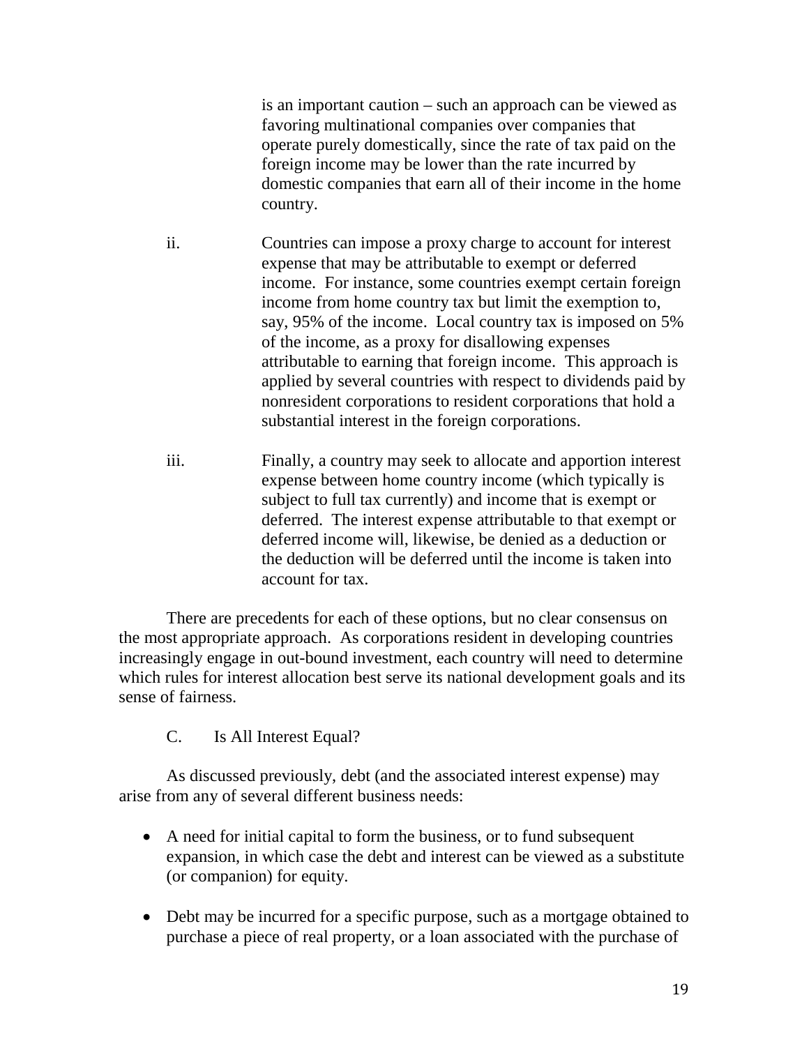is an important caution – such an approach can be viewed as favoring multinational companies over companies that operate purely domestically, since the rate of tax paid on the foreign income may be lower than the rate incurred by domestic companies that earn all of their income in the home country.

ii. Countries can impose a proxy charge to account for interest expense that may be attributable to exempt or deferred income. For instance, some countries exempt certain foreign income from home country tax but limit the exemption to, say, 95% of the income. Local country tax is imposed on 5% of the income, as a proxy for disallowing expenses attributable to earning that foreign income. This approach is applied by several countries with respect to dividends paid by nonresident corporations to resident corporations that hold a substantial interest in the foreign corporations.

iii. Finally, a country may seek to allocate and apportion interest expense between home country income (which typically is subject to full tax currently) and income that is exempt or deferred. The interest expense attributable to that exempt or deferred income will, likewise, be denied as a deduction or the deduction will be deferred until the income is taken into account for tax.

There are precedents for each of these options, but no clear consensus on the most appropriate approach. As corporations resident in developing countries increasingly engage in out-bound investment, each country will need to determine which rules for interest allocation best serve its national development goals and its sense of fairness.

## C. Is All Interest Equal?

As discussed previously, debt (and the associated interest expense) may arise from any of several different business needs:

- A need for initial capital to form the business, or to fund subsequent expansion, in which case the debt and interest can be viewed as a substitute (or companion) for equity.
- Debt may be incurred for a specific purpose, such as a mortgage obtained to purchase a piece of real property, or a loan associated with the purchase of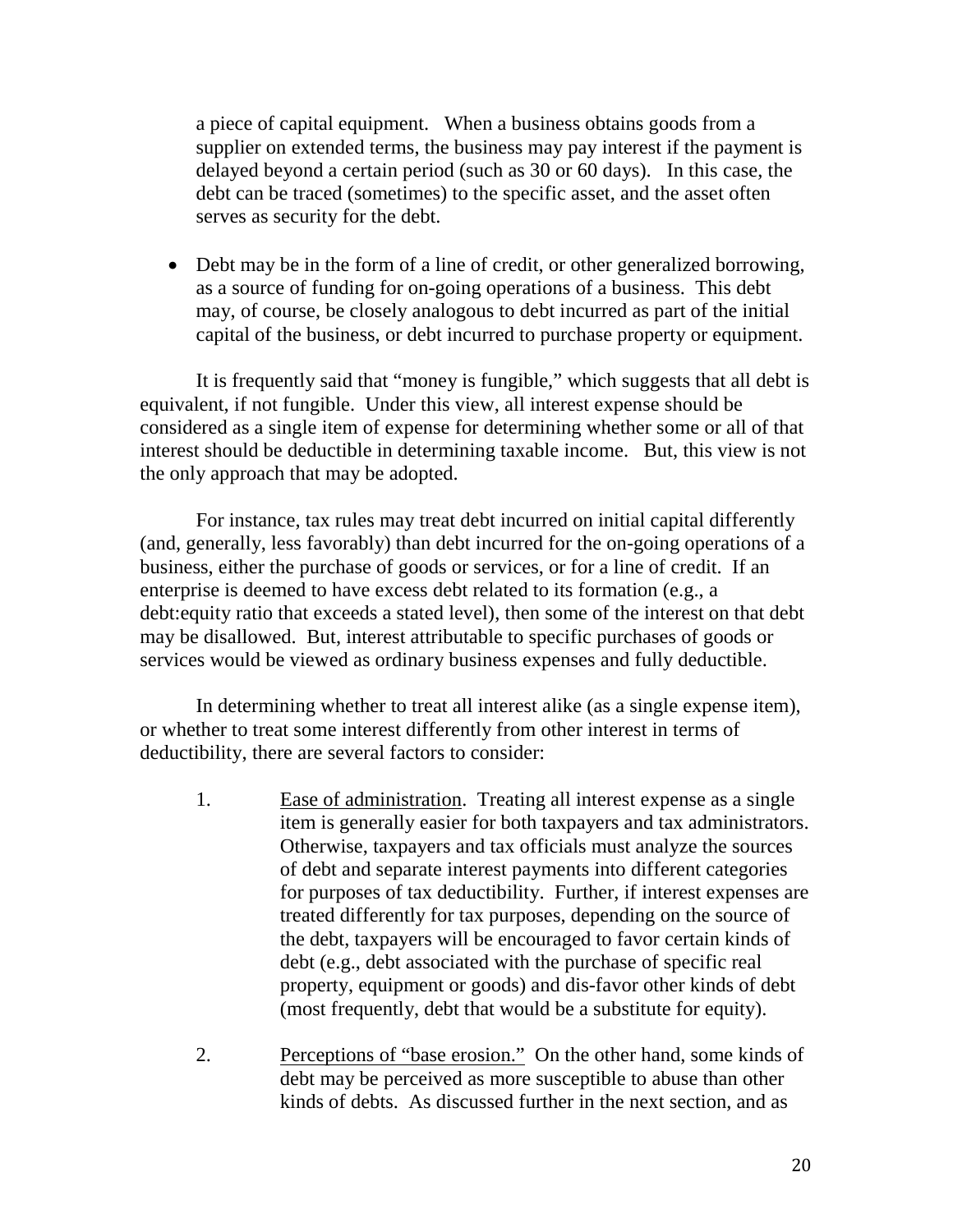a piece of capital equipment. When a business obtains goods from a supplier on extended terms, the business may pay interest if the payment is delayed beyond a certain period (such as 30 or 60 days). In this case, the debt can be traced (sometimes) to the specific asset, and the asset often serves as security for the debt.

- Debt may be in the form of a line of credit, or other generalized borrowing, as a source of funding for on-going operations of a business. This debt may, of course, be closely analogous to debt incurred as part of the initial capital of the business, or debt incurred to purchase property or equipment.

It is frequently said that "money is fungible," which suggests that all debt is equivalent, if not fungible. Under this view, all interest expense should be considered as a single item of expense for determining whether some or all of that interest should be deductible in determining taxable income. But, this view is not the only approach that may be adopted.

For instance, tax rules may treat debt incurred on initial capital differently (and, generally, less favorably) than debt incurred for the on-going operations of a business, either the purchase of goods or services, or for a line of credit. If an enterprise is deemed to have excess debt related to its formation (e.g., a debt:equity ratio that exceeds a stated level), then some of the interest on that debt may be disallowed. But, interest attributable to specific purchases of goods or services would be viewed as ordinary business expenses and fully deductible.

In determining whether to treat all interest alike (as a single expense item), or whether to treat some interest differently from other interest in terms of deductibility, there are several factors to consider:

1. <u>Ease of administration</u>. Treating all interest expense as a single item is generally easier for both taxpayers and tax administrators. Otherwise, taxpayers and tax officials must analyze the sources of debt and separate interest payments into different categories for purposes of tax deductibility. Further, if interest expenses are treated differently for tax purposes, depending on the source of the debt, taxpayers will be encouraged to favor certain kinds of debt (e.g., debt associated with the purchase of specific real property, equipment or goods) and dis-favor other kinds of debt (most frequently, debt that would be a substitute for equity).

2. <u>Perceptions of "base erosion."</u> On the other hand, some kinds of debt may be perceived as more susceptible to abuse than other kinds of debts. As discussed further in the next section, and as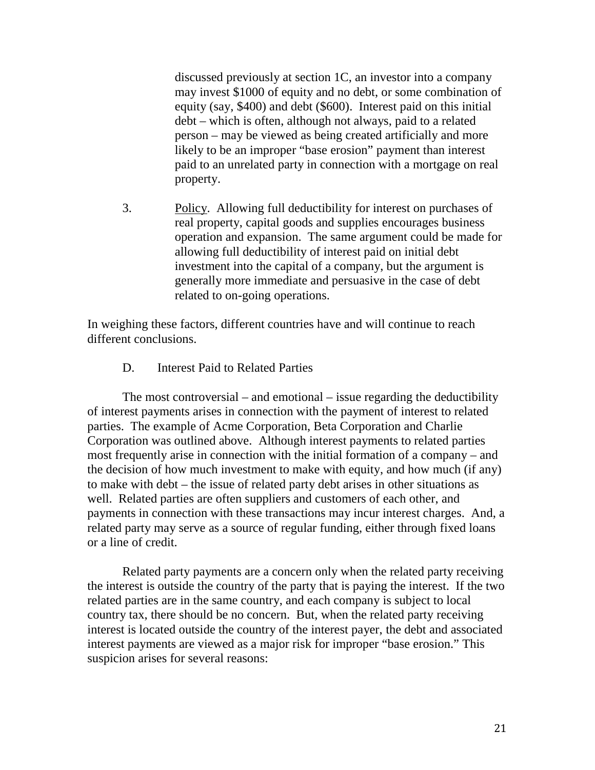discussed previously at section 1C, an investor into a company may invest $1000 of equity and no debt, or some combination of equity (say, $400) and debt ($600). Interest paid on this initial debt – which is often, although not always, paid to a related person – may be viewed as being created artificially and more likely to be an improper "base erosion" payment than interest paid to an unrelated party in connection with a mortgage on real property.

3. Policy. Allowing full deductibility for interest on purchases of real property, capital goods and supplies encourages business operation and expansion. The same argument could be made for allowing full deductibility of interest paid on initial debt investment into the capital of a company, but the argument is generally more immediate and persuasive in the case of debt related to on-going operations.

In weighing these factors, different countries have and will continue to reach different conclusions.

### D. Interest Paid to Related Parties

The most controversial – and emotional – issue regarding the deductibility of interest payments arises in connection with the payment of interest to related parties. The example of Acme Corporation, Beta Corporation and Charlie Corporation was outlined above. Although interest payments to related parties most frequently arise in connection with the initial formation of a company – and the decision of how much investment to make with equity, and how much (if any) to make with debt – the issue of related party debt arises in other situations as well. Related parties are often suppliers and customers of each other, and payments in connection with these transactions may incur interest charges. And, a related party may serve as a source of regular funding, either through fixed loans or a line of credit.

Related party payments are a concern only when the related party receiving the interest is outside the country of the party that is paying the interest. If the two related parties are in the same country, and each company is subject to local country tax, there should be no concern. But, when the related party receiving interest is located outside the country of the interest payer, the debt and associated interest payments are viewed as a major risk for improper "base erosion." This suspicion arises for several reasons: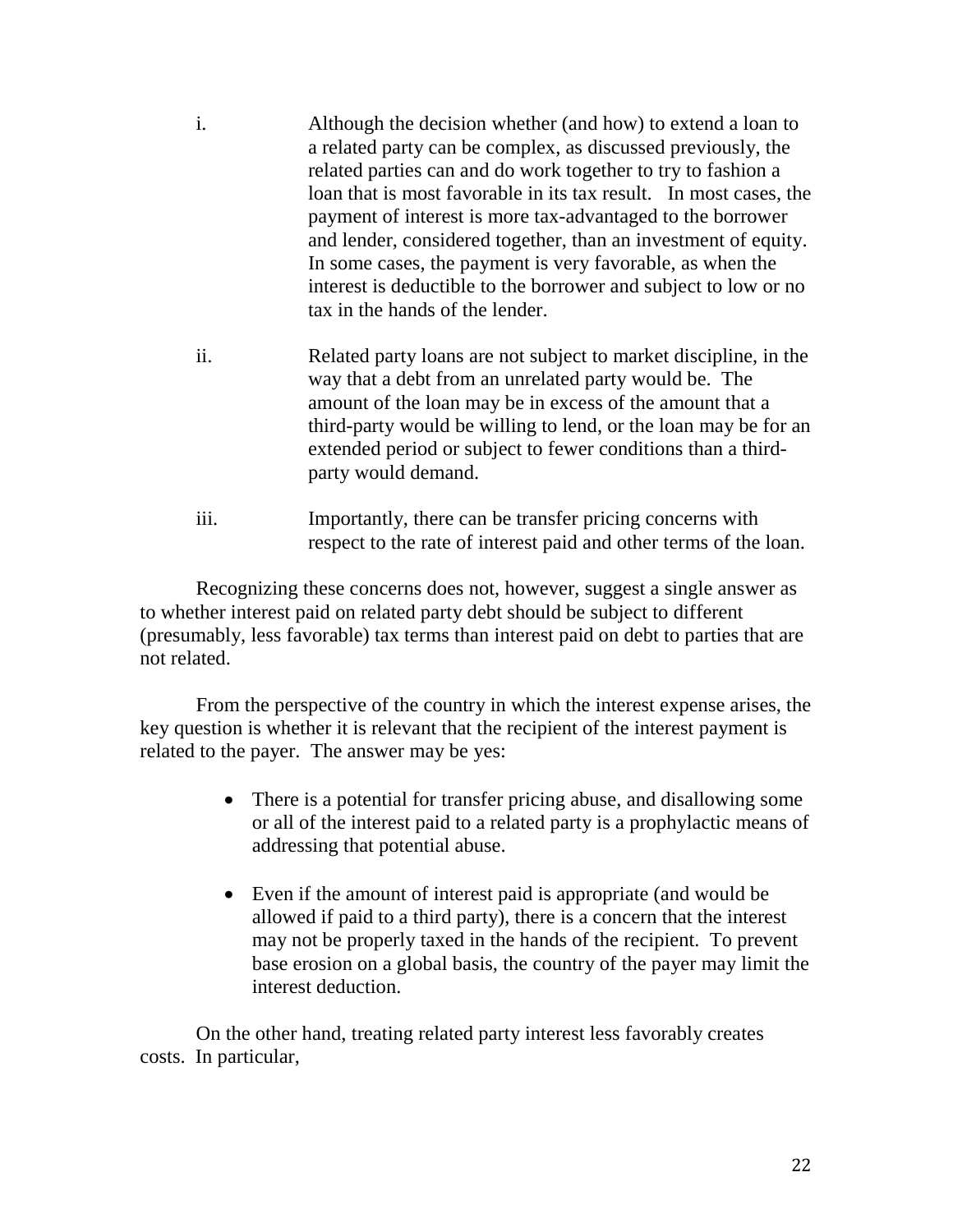i. Although the decision whether (and how) to extend a loan to a related party can be complex, as discussed previously, the related parties can and do work together to try to fashion a loan that is most favorable in its tax result. In most cases, the payment of interest is more tax-advantaged to the borrower and lender, considered together, than an investment of equity. In some cases, the payment is very favorable, as when the interest is deductible to the borrower and subject to low or no tax in the hands of the lender.

ii. Related party loans are not subject to market discipline, in the way that a debt from an unrelated party would be. The amount of the loan may be in excess of the amount that a third-party would be willing to lend, or the loan may be for an extended period or subject to fewer conditions than a third-party would demand.

iii. Importantly, there can be transfer pricing concerns with respect to the rate of interest paid and other terms of the loan.

Recognizing these concerns does not, however, suggest a single answer as to whether interest paid on related party debt should be subject to different (presumably, less favorable) tax terms than interest paid on debt to parties that are not related.

From the perspective of the country in which the interest expense arises, the key question is whether it is relevant that the recipient of the interest payment is related to the payer. The answer may be yes:

- There is a potential for transfer pricing abuse, and disallowing some or all of the interest paid to a related party is a prophylactic means of addressing that potential abuse.

- Even if the amount of interest paid is appropriate (and would be allowed if paid to a third party), there is a concern that the interest may not be properly taxed in the hands of the recipient. To prevent base erosion on a global basis, the country of the payer may limit the interest deduction.

On the other hand, treating related party interest less favorably creates costs. In particular,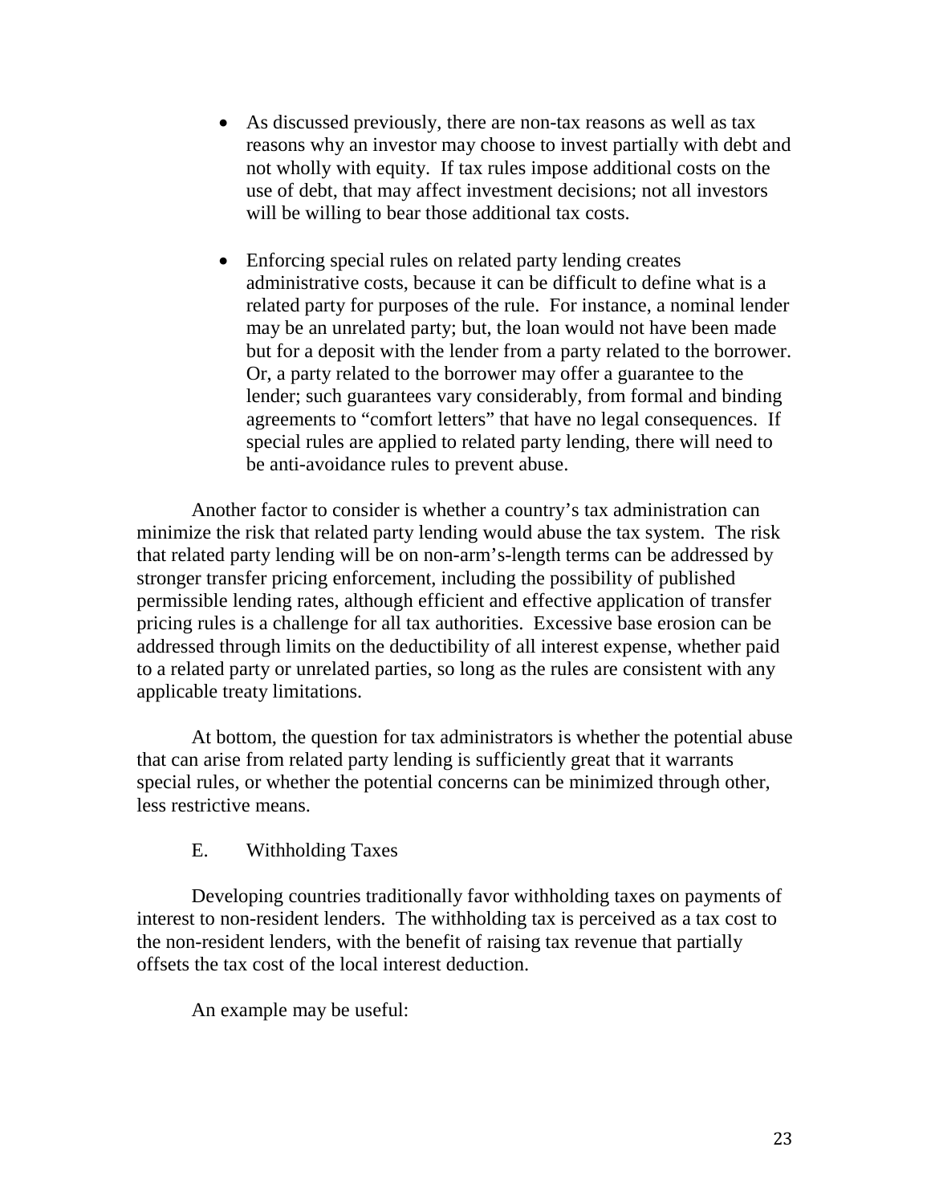- As discussed previously, there are non-tax reasons as well as tax reasons why an investor may choose to invest partially with debt and not wholly with equity. If tax rules impose additional costs on the use of debt, that may affect investment decisions; not all investors will be willing to bear those additional tax costs.

- Enforcing special rules on related party lending creates administrative costs, because it can be difficult to define what is a related party for purposes of the rule. For instance, a nominal lender may be an unrelated party; but, the loan would not have been made but for a deposit with the lender from a party related to the borrower. Or, a party related to the borrower may offer a guarantee to the lender; such guarantees vary considerably, from formal and binding agreements to "comfort letters" that have no legal consequences. If special rules are applied to related party lending, there will need to be anti-avoidance rules to prevent abuse.

Another factor to consider is whether a country's tax administration can minimize the risk that related party lending would abuse the tax system. The risk that related party lending will be on non-arm's-length terms can be addressed by stronger transfer pricing enforcement, including the possibility of published permissible lending rates, although efficient and effective application of transfer pricing rules is a challenge for all tax authorities. Excessive base erosion can be addressed through limits on the deductibility of all interest expense, whether paid to a related party or unrelated parties, so long as the rules are consistent with any applicable treaty limitations.

At bottom, the question for tax administrators is whether the potential abuse that can arise from related party lending is sufficiently great that it warrants special rules, or whether the potential concerns can be minimized through other, less restrictive means.

### E. Withholding Taxes

Developing countries traditionally favor withholding taxes on payments of interest to non-resident lenders. The withholding tax is perceived as a tax cost to the non-resident lenders, with the benefit of raising tax revenue that partially offsets the tax cost of the local interest deduction.

An example may be useful: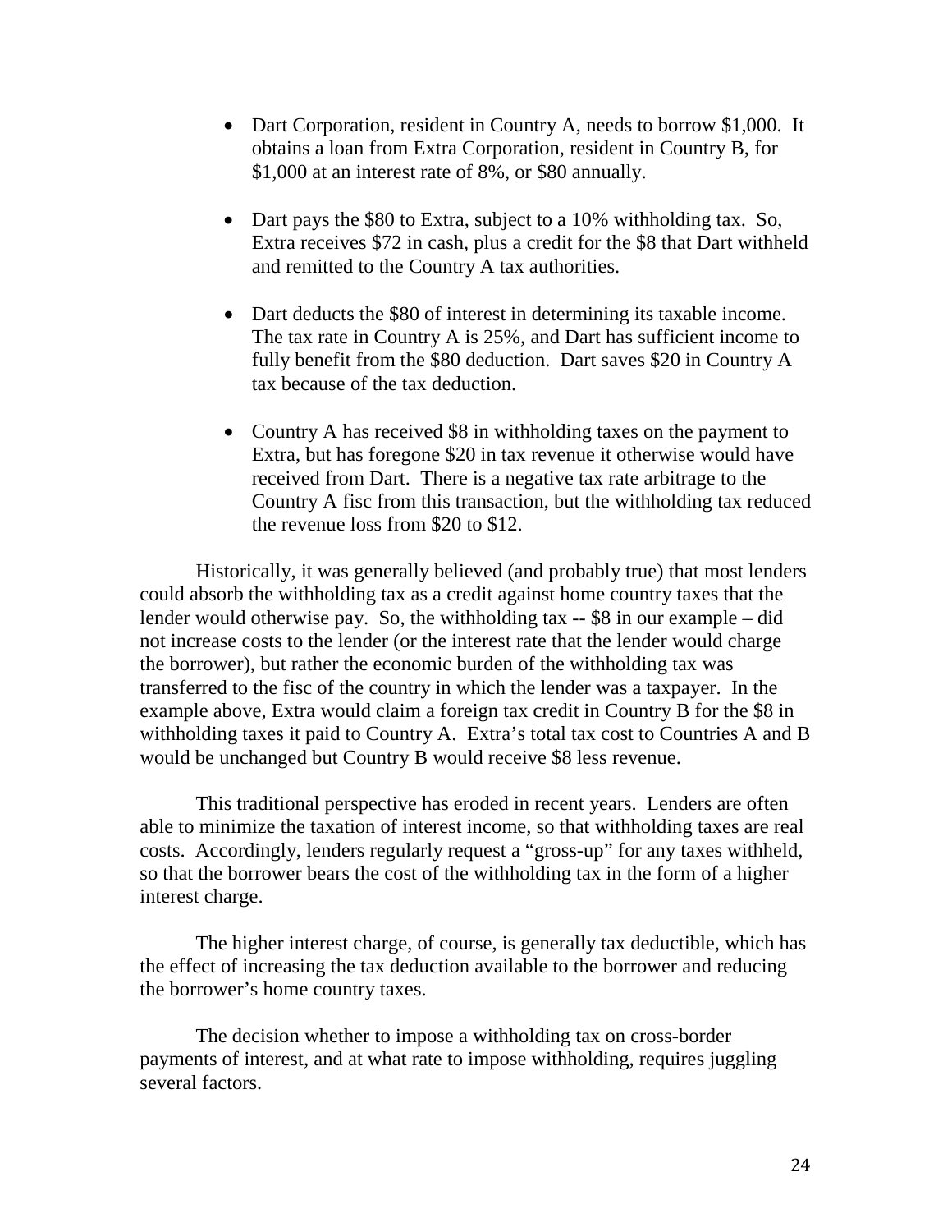- Dart Corporation, resident in Country A, needs to borrow $1,000. It obtains a loan from Extra Corporation, resident in Country B, for $1,000 at an interest rate of 8%, or $80 annually.

- Dart pays the $80 to Extra, subject to a 10% withholding tax. So, Extra receives $72 in cash, plus a credit for the $8 that Dart withheld and remitted to the Country A tax authorities.

- Dart deducts the $80 of interest in determining its taxable income. The tax rate in Country A is 25%, and Dart has sufficient income to fully benefit from the $80 deduction. Dart saves $20 in Country A tax because of the tax deduction.

- Country A has received $8 in withholding taxes on the payment to Extra, but has foregone $20 in tax revenue it otherwise would have received from Dart. There is a negative tax rate arbitrage to the Country A fisc from this transaction, but the withholding tax reduced the revenue loss from $20 to $12.

Historically, it was generally believed (and probably true) that most lenders could absorb the withholding tax as a credit against home country taxes that the lender would otherwise pay. So, the withholding tax -- $8 in our example – did not increase costs to the lender (or the interest rate that the lender would charge the borrower), but rather the economic burden of the withholding tax was transferred to the fisc of the country in which the lender was a taxpayer. In the example above, Extra would claim a foreign tax credit in Country B for the $8 in withholding taxes it paid to Country A. Extra's total tax cost to Countries A and B would be unchanged but Country B would receive $8 less revenue.

This traditional perspective has eroded in recent years. Lenders are often able to minimize the taxation of interest income, so that withholding taxes are real costs. Accordingly, lenders regularly request a "gross-up" for any taxes withheld, so that the borrower bears the cost of the withholding tax in the form of a higher interest charge.

The higher interest charge, of course, is generally tax deductible, which has the effect of increasing the tax deduction available to the borrower and reducing the borrower's home country taxes.

The decision whether to impose a withholding tax on cross-border payments of interest, and at what rate to impose withholding, requires juggling several factors.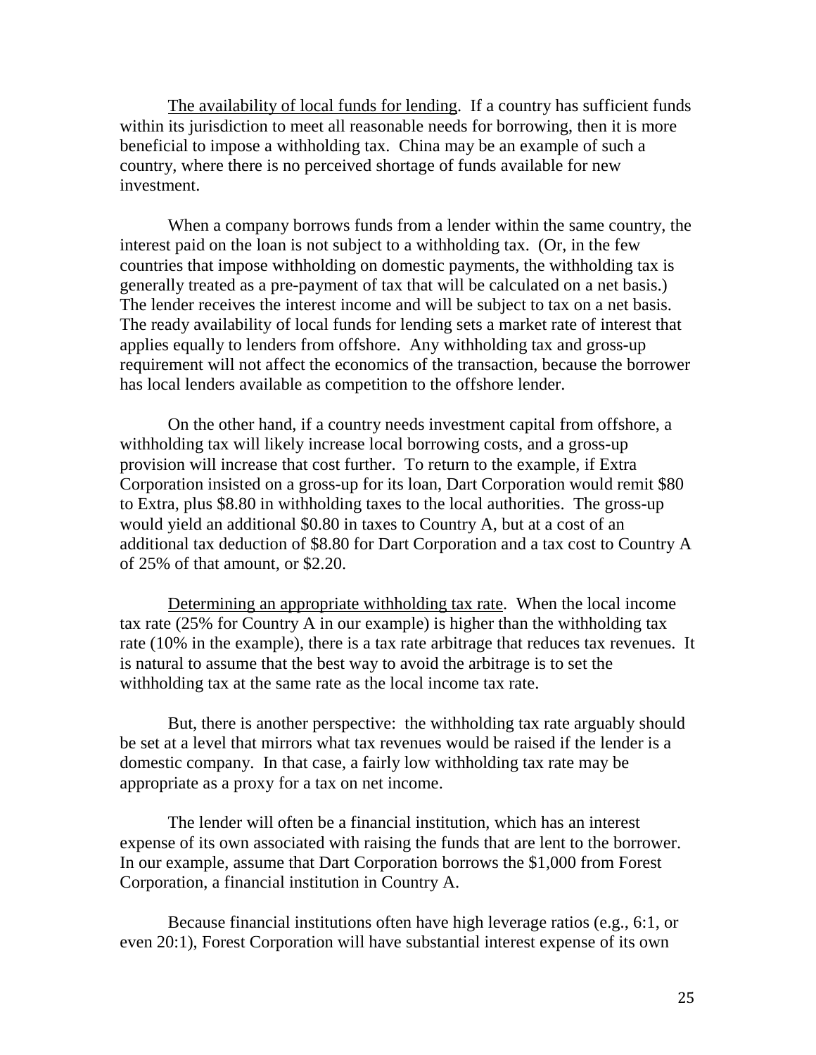The availability of local funds for lending. If a country has sufficient funds within its jurisdiction to meet all reasonable needs for borrowing, then it is more beneficial to impose a withholding tax. China may be an example of such a country, where there is no perceived shortage of funds available for new investment.

When a company borrows funds from a lender within the same country, the interest paid on the loan is not subject to a withholding tax. (Or, in the few countries that impose withholding on domestic payments, the withholding tax is generally treated as a pre-payment of tax that will be calculated on a net basis.) The lender receives the interest income and will be subject to tax on a net basis. The ready availability of local funds for lending sets a market rate of interest that applies equally to lenders from offshore. Any withholding tax and gross-up requirement will not affect the economics of the transaction, because the borrower has local lenders available as competition to the offshore lender.

On the other hand, if a country needs investment capital from offshore, a withholding tax will likely increase local borrowing costs, and a gross-up provision will increase that cost further. To return to the example, if Extra Corporation insisted on a gross-up for its loan, Dart Corporation would remit $80 to Extra, plus $8.80 in withholding taxes to the local authorities. The gross-up would yield an additional $0.80 in taxes to Country A, but at a cost of an additional tax deduction of $8.80 for Dart Corporation and a tax cost to Country A of 25% of that amount, or $2.20.

Determining an appropriate withholding tax rate. When the local income tax rate (25% for Country A in our example) is higher than the withholding tax rate (10% in the example), there is a tax rate arbitrage that reduces tax revenues. It is natural to assume that the best way to avoid the arbitrage is to set the withholding tax at the same rate as the local income tax rate.

But, there is another perspective: the withholding tax rate arguably should be set at a level that mirrors what tax revenues would be raised if the lender is a domestic company. In that case, a fairly low withholding tax rate may be appropriate as a proxy for a tax on net income.

The lender will often be a financial institution, which has an interest expense of its own associated with raising the funds that are lent to the borrower. In our example, assume that Dart Corporation borrows the $1,000 from Forest Corporation, a financial institution in Country A.

Because financial institutions often have high leverage ratios (e.g., 6:1, or even 20:1), Forest Corporation will have substantial interest expense of its own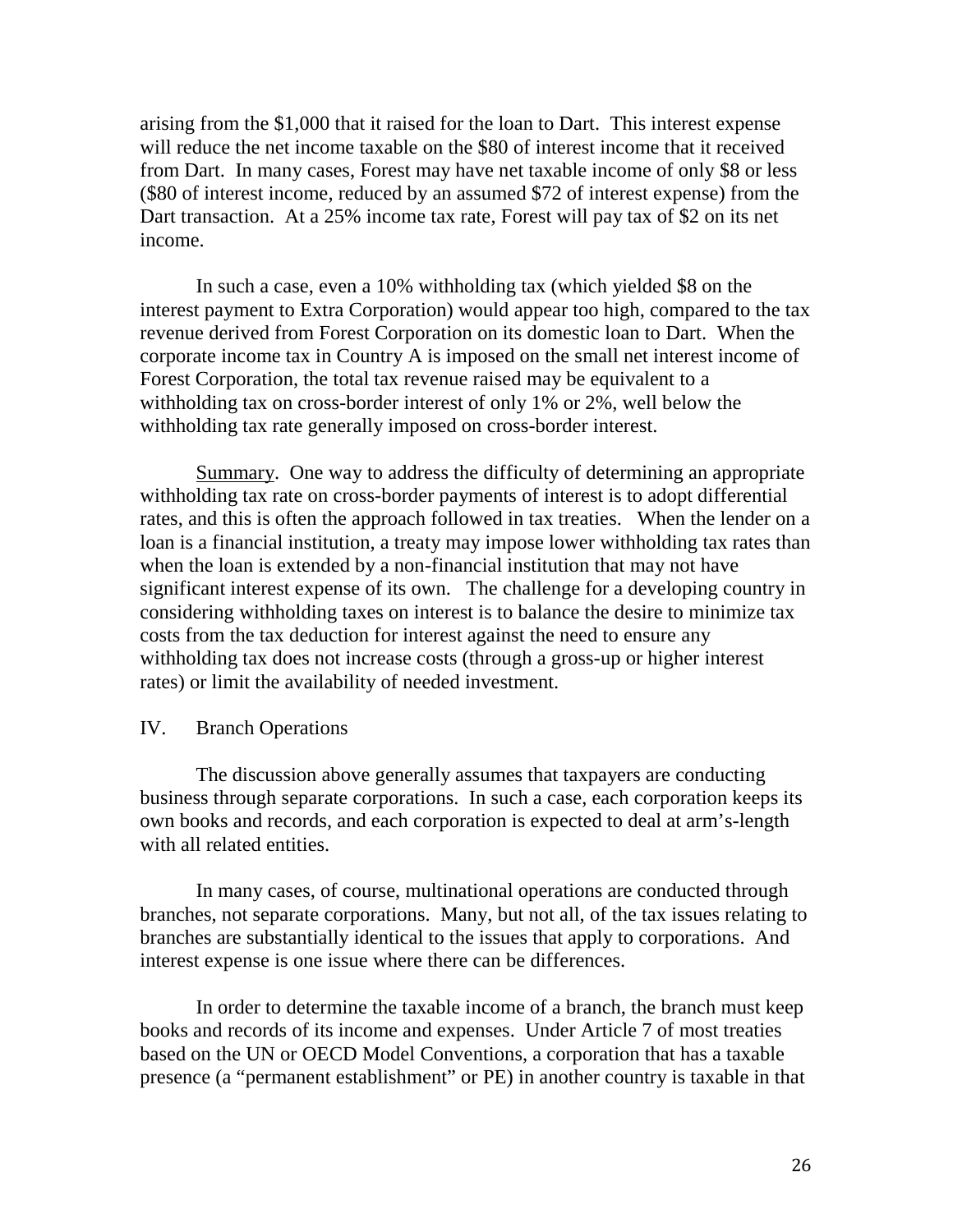arising from the $1,000 that it raised for the loan to Dart. This interest expense will reduce the net income taxable on the $80 of interest income that it received from Dart. In many cases, Forest may have net taxable income of only $8 or less ($80 of interest income, reduced by an assumed $72 of interest expense) from the Dart transaction. At a 25% income tax rate, Forest will pay tax of $2 on its net income.

In such a case, even a 10% withholding tax (which yielded $8 on the interest payment to Extra Corporation) would appear too high, compared to the tax revenue derived from Forest Corporation on its domestic loan to Dart. When the corporate income tax in Country A is imposed on the small net interest income of Forest Corporation, the total tax revenue raised may be equivalent to a withholding tax on cross-border interest of only 1% or 2%, well below the withholding tax rate generally imposed on cross-border interest.

Summary. One way to address the difficulty of determining an appropriate withholding tax rate on cross-border payments of interest is to adopt differential rates, and this is often the approach followed in tax treaties. When the lender on a loan is a financial institution, a treaty may impose lower withholding tax rates than when the loan is extended by a non-financial institution that may not have significant interest expense of its own. The challenge for a developing country in considering withholding taxes on interest is to balance the desire to minimize tax costs from the tax deduction for interest against the need to ensure any withholding tax does not increase costs (through a gross-up or higher interest rates) or limit the availability of needed investment.

## IV. Branch Operations

The discussion above generally assumes that taxpayers are conducting business through separate corporations. In such a case, each corporation keeps its own books and records, and each corporation is expected to deal at arm's-length with all related entities.

In many cases, of course, multinational operations are conducted through branches, not separate corporations. Many, but not all, of the tax issues relating to branches are substantially identical to the issues that apply to corporations. And interest expense is one issue where there can be differences.

In order to determine the taxable income of a branch, the branch must keep books and records of its income and expenses. Under Article 7 of most treaties based on the UN or OECD Model Conventions, a corporation that has a taxable presence (a "permanent establishment" or PE) in another country is taxable in that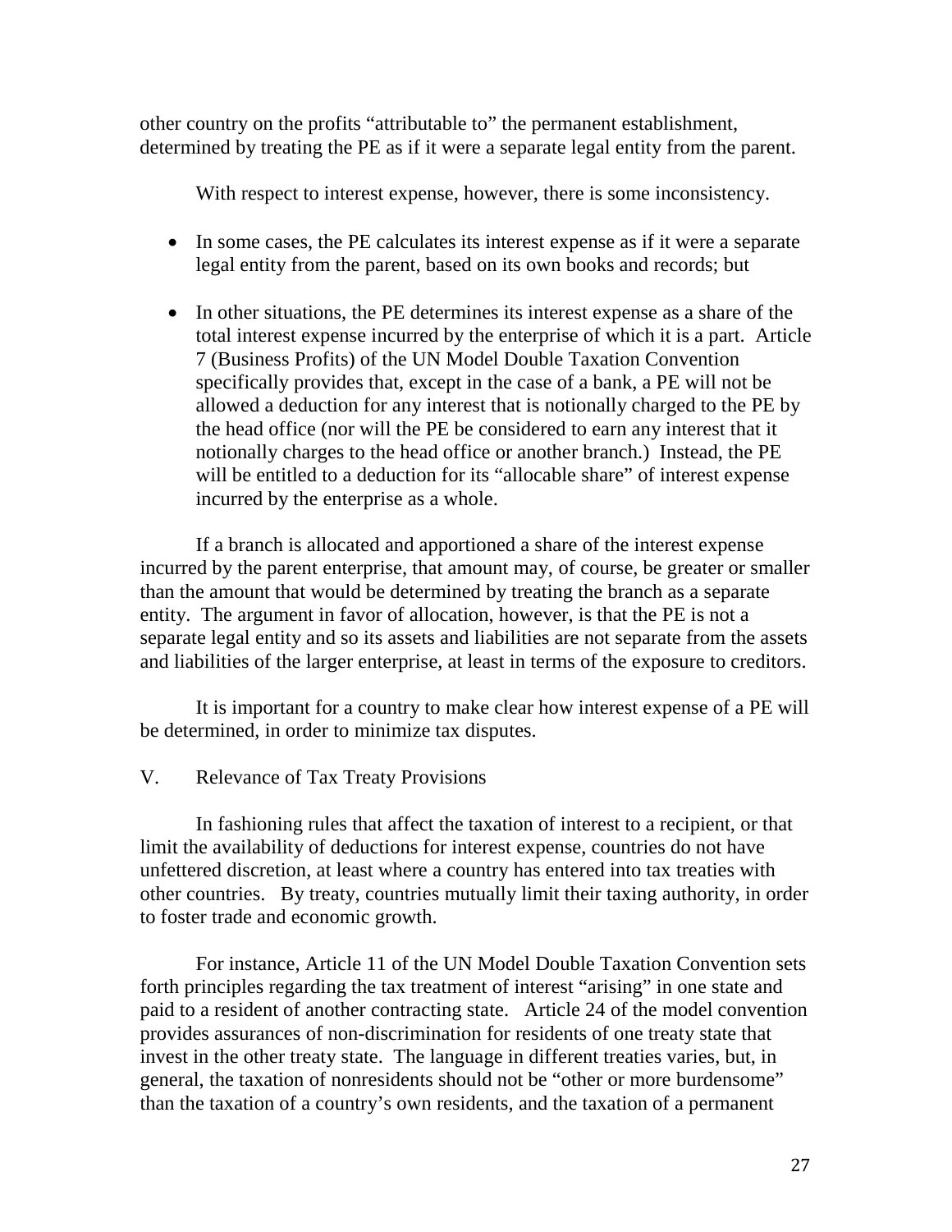other country on the profits "attributable to" the permanent establishment, determined by treating the PE as if it were a separate legal entity from the parent.

With respect to interest expense, however, there is some inconsistency.

- In some cases, the PE calculates its interest expense as if it were a separate legal entity from the parent, based on its own books and records; but

- In other situations, the PE determines its interest expense as a share of the total interest expense incurred by the enterprise of which it is a part. Article 7 (Business Profits) of the UN Model Double Taxation Convention specifically provides that, except in the case of a bank, a PE will not be allowed a deduction for any interest that is notionally charged to the PE by the head office (nor will the PE be considered to earn any interest that it notionally charges to the head office or another branch.) Instead, the PE will be entitled to a deduction for its "allocable share" of interest expense incurred by the enterprise as a whole.

If a branch is allocated and apportioned a share of the interest expense incurred by the parent enterprise, that amount may, of course, be greater or smaller than the amount that would be determined by treating the branch as a separate entity. The argument in favor of allocation, however, is that the PE is not a separate legal entity and so its assets and liabilities are not separate from the assets and liabilities of the larger enterprise, at least in terms of the exposure to creditors.

It is important for a country to make clear how interest expense of a PE will be determined, in order to minimize tax disputes.

## V. Relevance of Tax Treaty Provisions

In fashioning rules that affect the taxation of interest to a recipient, or that limit the availability of deductions for interest expense, countries do not have unfettered discretion, at least where a country has entered into tax treaties with other countries. By treaty, countries mutually limit their taxing authority, in order to foster trade and economic growth.

For instance, Article 11 of the UN Model Double Taxation Convention sets forth principles regarding the tax treatment of interest "arising" in one state and paid to a resident of another contracting state. Article 24 of the model convention provides assurances of non-discrimination for residents of one treaty state that invest in the other treaty state. The language in different treaties varies, but, in general, the taxation of nonresidents should not be "other or more burdensome" than the taxation of a country's own residents, and the taxation of a permanent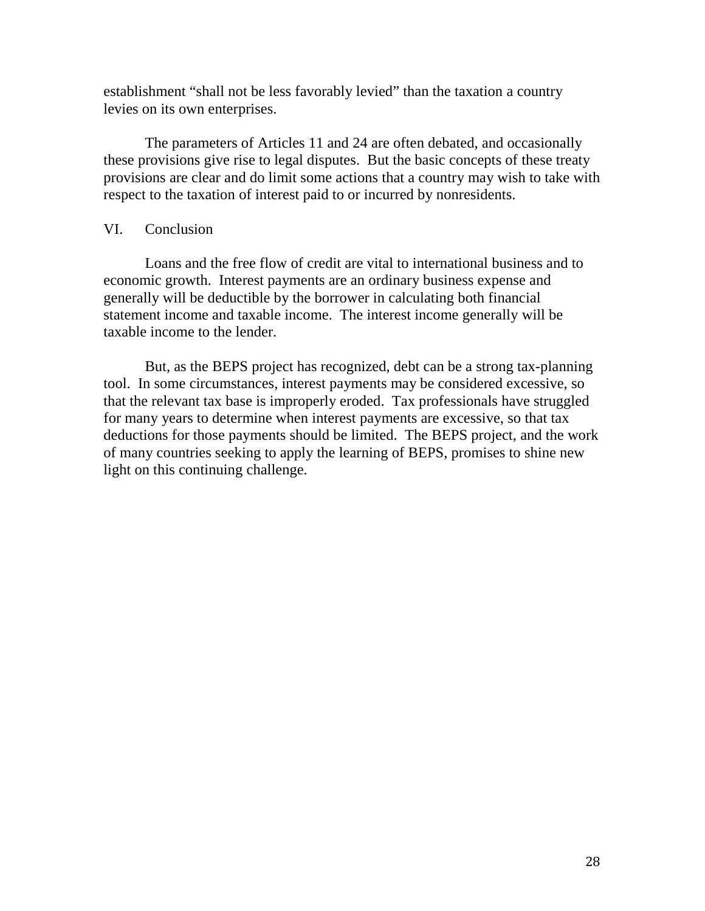establishment "shall not be less favorably levied" than the taxation a country levies on its own enterprises.

The parameters of Articles 11 and 24 are often debated, and occasionally these provisions give rise to legal disputes. But the basic concepts of these treaty provisions are clear and do limit some actions that a country may wish to take with respect to the taxation of interest paid to or incurred by nonresidents.

## VI. Conclusion

Loans and the free flow of credit are vital to international business and to economic growth. Interest payments are an ordinary business expense and generally will be deductible by the borrower in calculating both financial statement income and taxable income. The interest income generally will be taxable income to the lender.

But, as the BEPS project has recognized, debt can be a strong tax-planning tool. In some circumstances, interest payments may be considered excessive, so that the relevant tax base is improperly eroded. Tax professionals have struggled for many years to determine when interest payments are excessive, so that tax deductions for those payments should be limited. The BEPS project, and the work of many countries seeking to apply the learning of BEPS, promises to shine new light on this continuing challenge.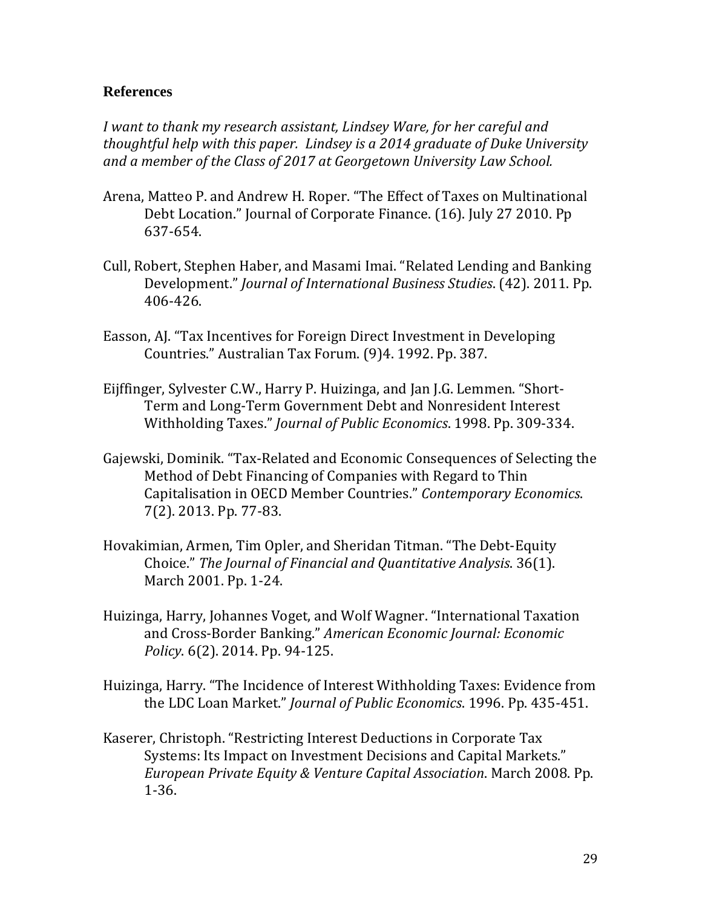## References

*I want to thank my research assistant, Lindsey Ware, for her careful and thoughtful help with this paper. Lindsey is a 2014 graduate of Duke University and a member of the Class of 2017 at Georgetown University Law School.*

Arena, Matteo P. and Andrew H. Roper. "The Effect of Taxes on Multinational Debt Location." Journal of Corporate Finance. (16). July 27 2010. Pp 637-654.

Cull, Robert, Stephen Haber, and Masami Imai. "Related Lending and Banking Development." *Journal of International Business Studies*. (42). 2011. Pp. 406-426.

Easson, AJ. "Tax Incentives for Foreign Direct Investment in Developing Countries." Australian Tax Forum. (9)4. 1992. Pp. 387.

Eijffinger, Sylvester C.W., Harry P. Huizinga, and Jan J.G. Lemmen. "Short-Term and Long-Term Government Debt and Nonresident Interest Withholding Taxes." *Journal of Public Economics*. 1998. Pp. 309-334.

Gajewski, Dominik. "Tax-Related and Economic Consequences of Selecting the Method of Debt Financing of Companies with Regard to Thin Capitalisation in OECD Member Countries." *Contemporary Economics*. 7(2). 2013. Pp. 77-83.

Hovakimian, Armen, Tim Opler, and Sheridan Titman. "The Debt-Equity Choice." *The Journal of Financial and Quantitative Analysis*. 36(1). March 2001. Pp. 1-24.

Huizinga, Harry, Johannes Voget, and Wolf Wagner. "International Taxation and Cross-Border Banking." *American Economic Journal: Economic Policy*. 6(2). 2014. Pp. 94-125.

Huizinga, Harry. "The Incidence of Interest Withholding Taxes: Evidence from the LDC Loan Market." *Journal of Public Economics*. 1996. Pp. 435-451.

Kaserer, Christoph. "Restricting Interest Deductions in Corporate Tax Systems: Its Impact on Investment Decisions and Capital Markets." *European Private Equity & Venture Capital Association*. March 2008. Pp. 1-36.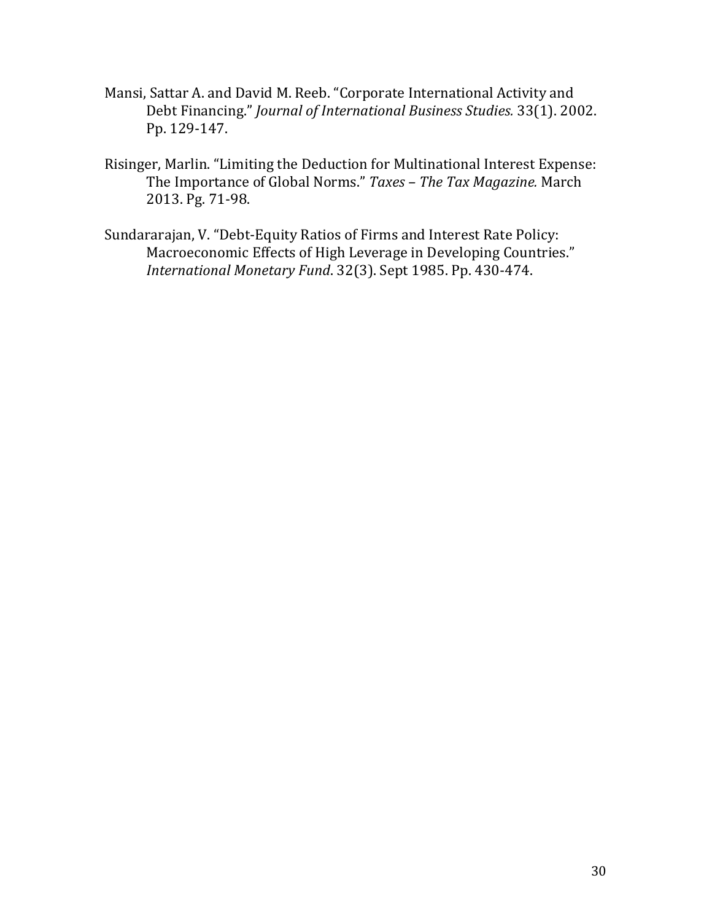Mansi, Sattar A. and David M. Reeb. "Corporate International Activity and Debt Financing." *Journal of International Business Studies.* 33(1). 2002. Pp. 129-147.

Risinger, Marlin. "Limiting the Deduction for Multinational Interest Expense: The Importance of Global Norms." *Taxes – The Tax Magazine.* March 2013. Pg. 71-98.

Sundararajan, V. "Debt-Equity Ratios of Firms and Interest Rate Policy: Macroeconomic Effects of High Leverage in Developing Countries." *International Monetary Fund*. 32(3). Sept 1985. Pp. 430-474.